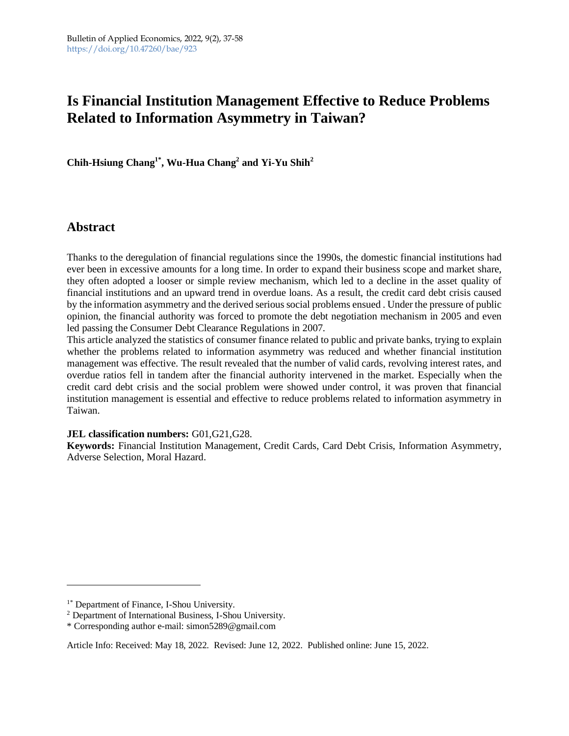# Is Financial Institution Management Effective to Reduce Problems Related to Information Asymmetry in Taiwan?

**Chih-Hsiung Chang[1*], Wu-Hua Chang[2] and Yi-Yu Shih[2]**

## Abstract

Thanks to the deregulation of financial regulations since the 1990s, the domestic financial institutions had ever been in excessive amounts for a long time. In order to expand their business scope and market share, they often adopted a looser or simple review mechanism, which led to a decline in the asset quality of financial institutions and an upward trend in overdue loans. As a result, the credit card debt crisis caused by the information asymmetry and the derived serious social problems ensued . Under the pressure of public opinion, the financial authority was forced to promote the debt negotiation mechanism in 2005 and even led passing the Consumer Debt Clearance Regulations in 2007.

This article analyzed the statistics of consumer finance related to public and private banks, trying to explain whether the problems related to information asymmetry was reduced and whether financial institution management was effective. The result revealed that the number of valid cards, revolving interest rates, and overdue ratios fell in tandem after the financial authority intervened in the market. Especially when the credit card debt crisis and the social problem were showed under control, it was proven that financial institution management is essential and effective to reduce problems related to information asymmetry in Taiwan.

**JEL classification numbers:** G01,G21,G28.

**Keywords:** Financial Institution Management, Credit Cards, Card Debt Crisis, Information Asymmetry, Adverse Selection, Moral Hazard.

---

[1*] Department of Finance, I-Shou University.

[2] Department of International Business, I-Shou University.

\* Corresponding author e-mail: simon5289@gmail.com

Article Info: Received: May 18, 2022. Revised: June 12, 2022. Published online: June 15, 2022.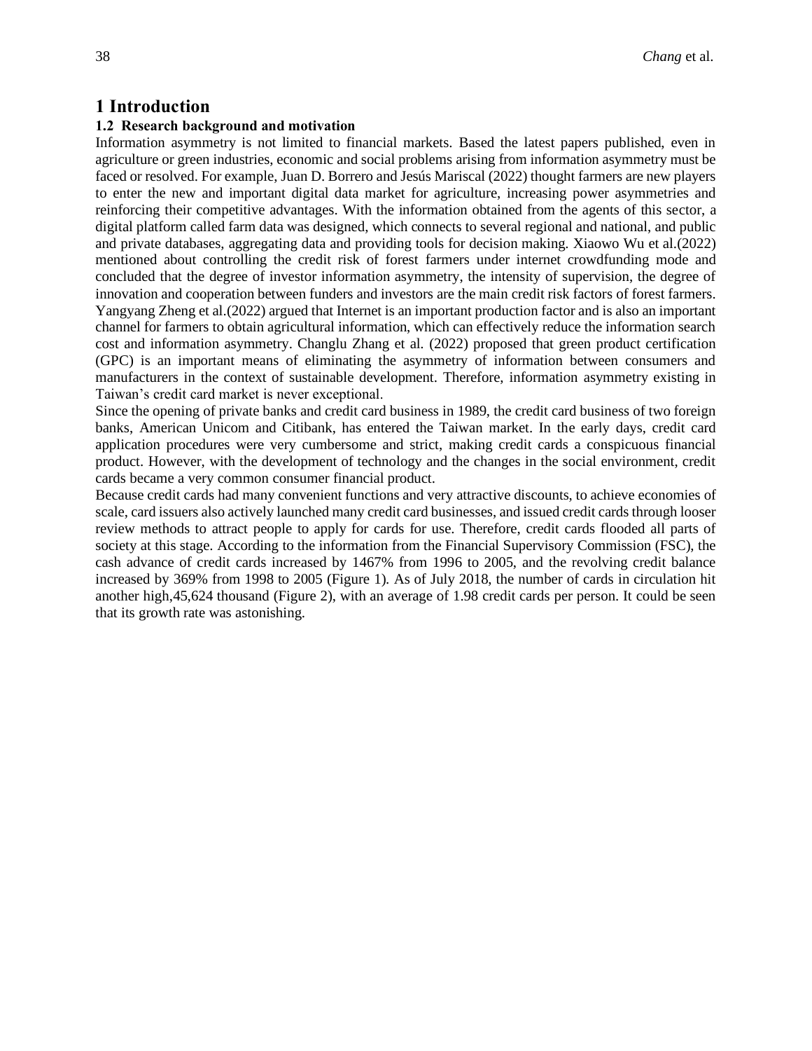# 1 Introduction

### 1.2 Research background and motivation

Information asymmetry is not limited to financial markets. Based the latest papers published, even in agriculture or green industries, economic and social problems arising from information asymmetry must be faced or resolved. For example, Juan D. Borrero and Jesús Mariscal (2022) thought farmers are new players to enter the new and important digital data market for agriculture, increasing power asymmetries and reinforcing their competitive advantages. With the information obtained from the agents of this sector, a digital platform called farm data was designed, which connects to several regional and national, and public and private databases, aggregating data and providing tools for decision making. Xiaowo Wu et al.(2022) mentioned about controlling the credit risk of forest farmers under internet crowdfunding mode and concluded that the degree of investor information asymmetry, the intensity of supervision, the degree of innovation and cooperation between funders and investors are the main credit risk factors of forest farmers. Yangyang Zheng et al.(2022) argued that Internet is an important production factor and is also an important channel for farmers to obtain agricultural information, which can effectively reduce the information search cost and information asymmetry. Changlu Zhang et al. (2022) proposed that green product certification (GPC) is an important means of eliminating the asymmetry of information between consumers and manufacturers in the context of sustainable development. Therefore, information asymmetry existing in Taiwan's credit card market is never exceptional.

Since the opening of private banks and credit card business in 1989, the credit card business of two foreign banks, American Unicom and Citibank, has entered the Taiwan market. In the early days, credit card application procedures were very cumbersome and strict, making credit cards a conspicuous financial product. However, with the development of technology and the changes in the social environment, credit cards became a very common consumer financial product.

Because credit cards had many convenient functions and very attractive discounts, to achieve economies of scale, card issuers also actively launched many credit card businesses, and issued credit cards through looser review methods to attract people to apply for cards for use. Therefore, credit cards flooded all parts of society at this stage. According to the information from the Financial Supervisory Commission (FSC), the cash advance of credit cards increased by 1467% from 1996 to 2005, and the revolving credit balance increased by 369% from 1998 to 2005 (Figure 1). As of July 2018, the number of cards in circulation hit another high,45,624 thousand (Figure 2), with an average of 1.98 credit cards per person. It could be seen that its growth rate was astonishing.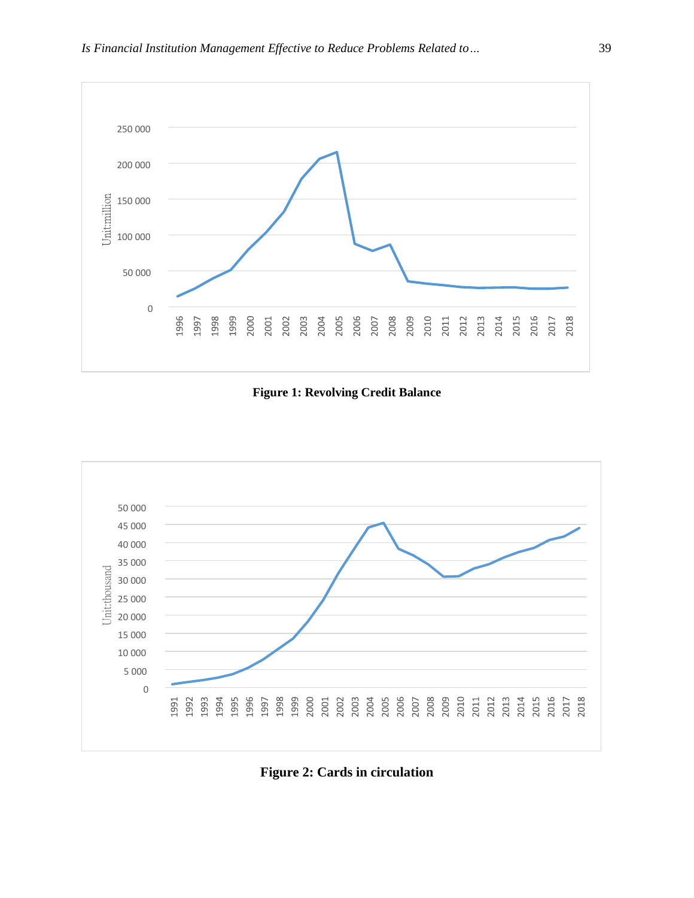Figure 1: Revolving Credit Balance

Figure 2: Cards in circulation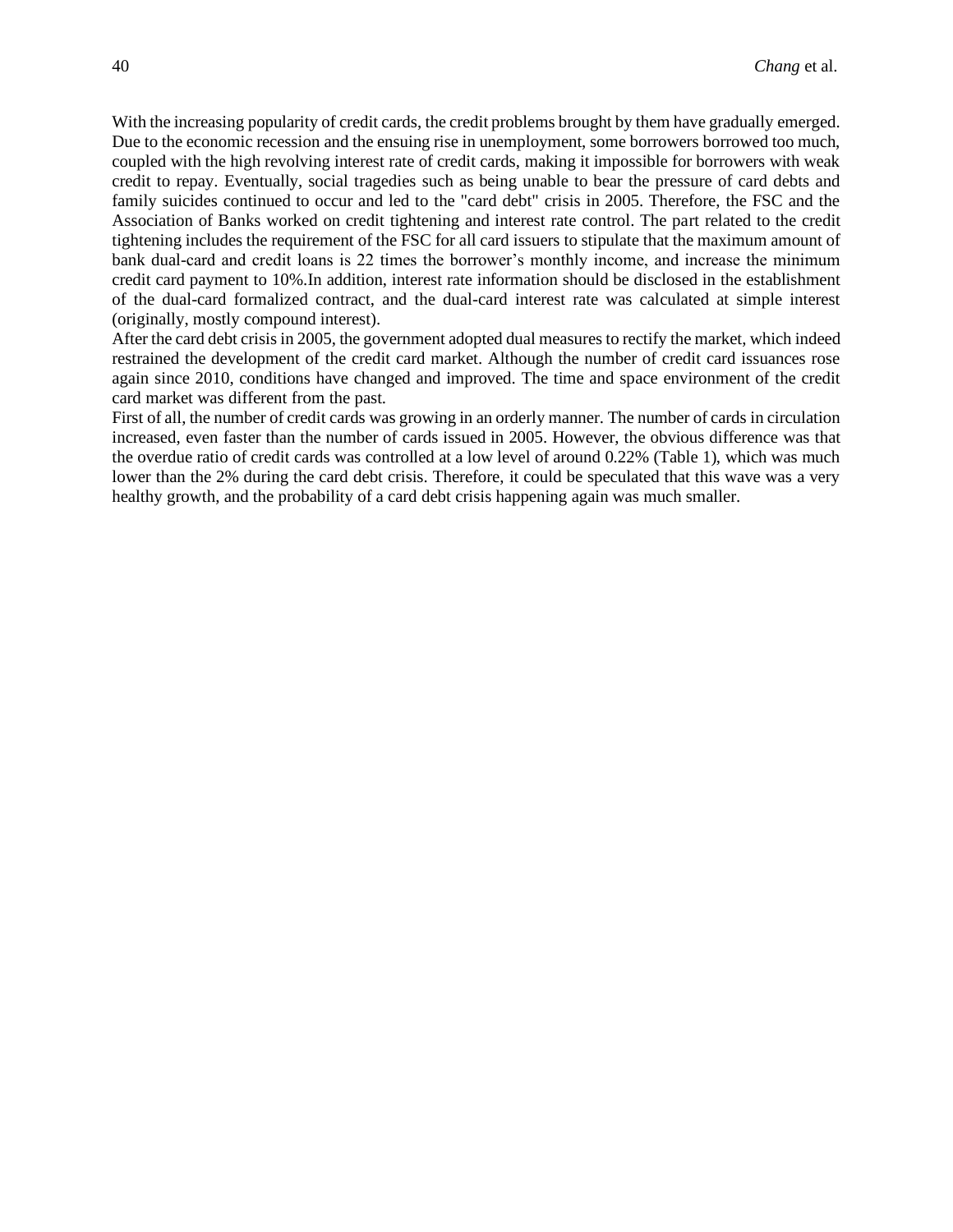With the increasing popularity of credit cards, the credit problems brought by them have gradually emerged. Due to the economic recession and the ensuing rise in unemployment, some borrowers borrowed too much, coupled with the high revolving interest rate of credit cards, making it impossible for borrowers with weak credit to repay. Eventually, social tragedies such as being unable to bear the pressure of card debts and family suicides continued to occur and led to the "card debt" crisis in 2005. Therefore, the FSC and the Association of Banks worked on credit tightening and interest rate control. The part related to the credit tightening includes the requirement of the FSC for all card issuers to stipulate that the maximum amount of bank dual-card and credit loans is 22 times the borrower's monthly income, and increase the minimum credit card payment to 10%.In addition, interest rate information should be disclosed in the establishment of the dual-card formalized contract, and the dual-card interest rate was calculated at simple interest (originally, mostly compound interest).

After the card debt crisis in 2005, the government adopted dual measures to rectify the market, which indeed restrained the development of the credit card market. Although the number of credit card issuances rose again since 2010, conditions have changed and improved. The time and space environment of the credit card market was different from the past.

First of all, the number of credit cards was growing in an orderly manner. The number of cards in circulation increased, even faster than the number of cards issued in 2005. However, the obvious difference was that the overdue ratio of credit cards was controlled at a low level of around 0.22% (Table 1), which was much lower than the 2% during the card debt crisis. Therefore, it could be speculated that this wave was a very healthy growth, and the probability of a card debt crisis happening again was much smaller.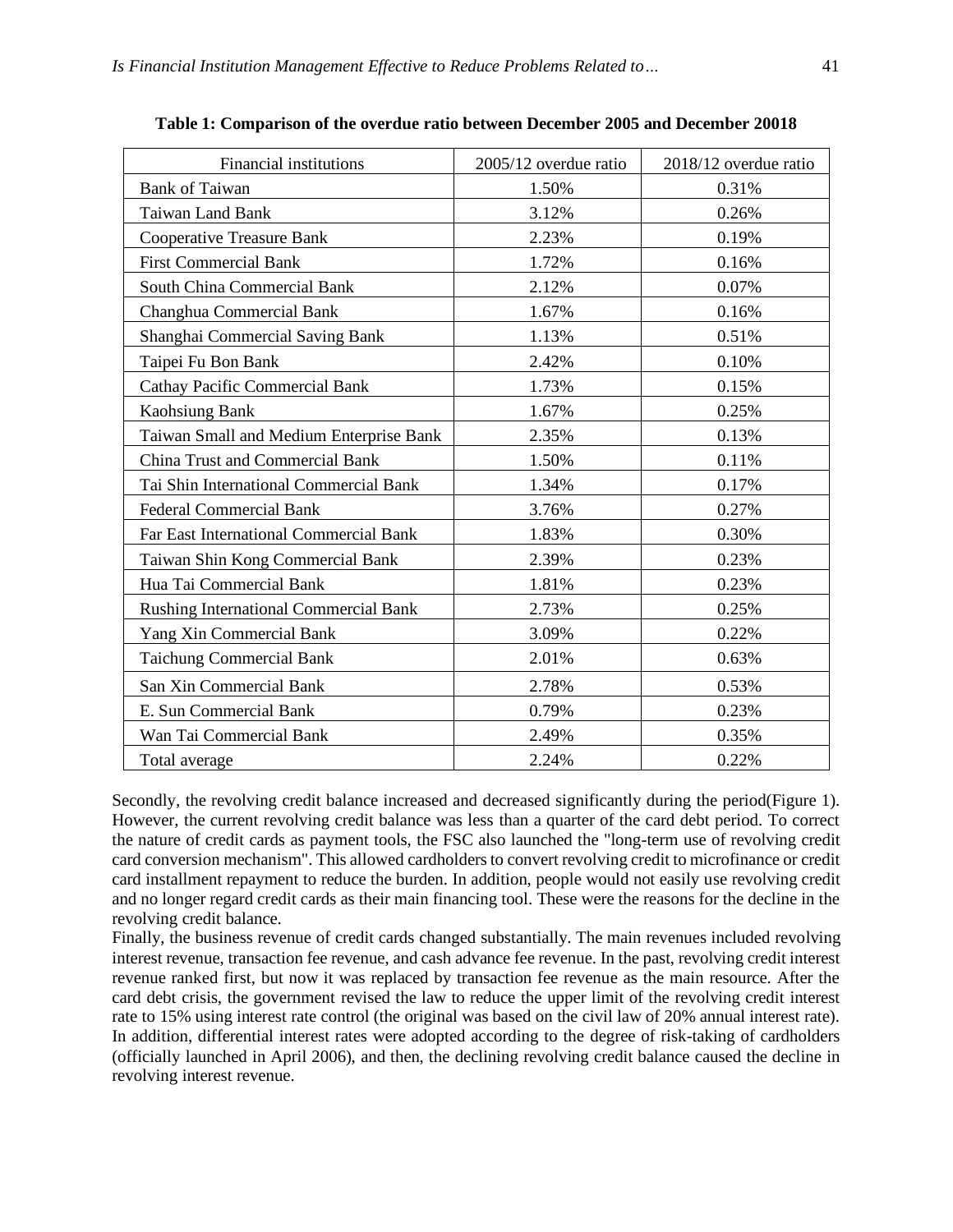**Table 1: Comparison of the overdue ratio between December 2005 and December 20018**

| Financial institutions | 2005/12 overdue ratio | 2018/12 overdue ratio |
|---|---|---|
| Bank of Taiwan | 1.50% | 0.31% |
| Taiwan Land Bank | 3.12% | 0.26% |
| Cooperative Treasure Bank | 2.23% | 0.19% |
| First Commercial Bank | 1.72% | 0.16% |
| South China Commercial Bank | 2.12% | 0.07% |
| Changhua Commercial Bank | 1.67% | 0.16% |
| Shanghai Commercial Saving Bank | 1.13% | 0.51% |
| Taipei Fu Bon Bank | 2.42% | 0.10% |
| Cathay Pacific Commercial Bank | 1.73% | 0.15% |
| Kaohsiung Bank | 1.67% | 0.25% |
| Taiwan Small and Medium Enterprise Bank | 2.35% | 0.13% |
| China Trust and Commercial Bank | 1.50% | 0.11% |
| Tai Shin International Commercial Bank | 1.34% | 0.17% |
| Federal Commercial Bank | 3.76% | 0.27% |
| Far East International Commercial Bank | 1.83% | 0.30% |
| Taiwan Shin Kong Commercial Bank | 2.39% | 0.23% |
| Hua Tai Commercial Bank | 1.81% | 0.23% |
| Rushing International Commercial Bank | 2.73% | 0.25% |
| Yang Xin Commercial Bank | 3.09% | 0.22% |
| Taichung Commercial Bank | 2.01% | 0.63% |
| San Xin Commercial Bank | 2.78% | 0.53% |
| E. Sun Commercial Bank | 0.79% | 0.23% |
| Wan Tai Commercial Bank | 2.49% | 0.35% |
| Total average | 2.24% | 0.22% |

Secondly, the revolving credit balance increased and decreased significantly during the period(Figure 1). However, the current revolving credit balance was less than a quarter of the card debt period. To correct the nature of credit cards as payment tools, the FSC also launched the "long-term use of revolving credit card conversion mechanism". This allowed cardholders to convert revolving credit to microfinance or credit card installment repayment to reduce the burden. In addition, people would not easily use revolving credit and no longer regard credit cards as their main financing tool. These were the reasons for the decline in the revolving credit balance.

Finally, the business revenue of credit cards changed substantially. The main revenues included revolving interest revenue, transaction fee revenue, and cash advance fee revenue. In the past, revolving credit interest revenue ranked first, but now it was replaced by transaction fee revenue as the main resource. After the card debt crisis, the government revised the law to reduce the upper limit of the revolving credit interest rate to 15% using interest rate control (the original was based on the civil law of 20% annual interest rate). In addition, differential interest rates were adopted according to the degree of risk-taking of cardholders (officially launched in April 2006), and then, the declining revolving credit balance caused the decline in revolving interest revenue.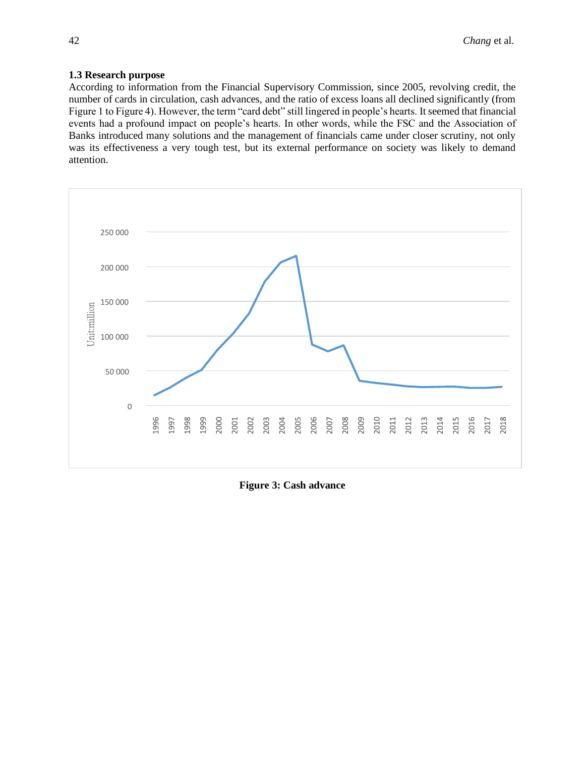### 1.3 Research purpose

According to information from the Financial Supervisory Commission, since 2005, revolving credit, the number of cards in circulation, cash advances, and the ratio of excess loans all declined significantly (from Figure 1 to Figure 4). However, the term "card debt" still lingered in people's hearts. It seemed that financial events had a profound impact on people's hearts. In other words, while the FSC and the Association of Banks introduced many solutions and the management of financials came under closer scrutiny, not only was its effectiveness a very tough test, but its external performance on society was likely to demand attention.

**Figure 3: Cash advance**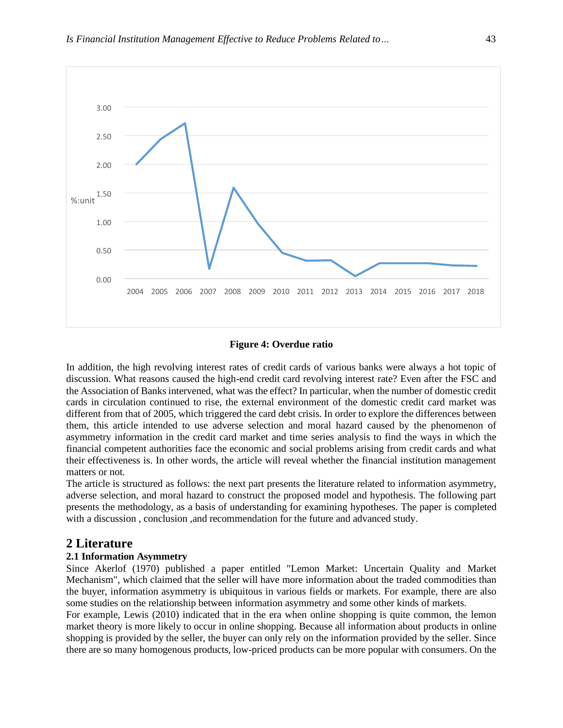**Figure 4: Overdue ratio**

In addition, the high revolving interest rates of credit cards of various banks were always a hot topic of discussion. What reasons caused the high-end credit card revolving interest rate? Even after the FSC and the Association of Banks intervened, what was the effect? In particular, when the number of domestic credit cards in circulation continued to rise, the external environment of the domestic credit card market was different from that of 2005, which triggered the card debt crisis. In order to explore the differences between them, this article intended to use adverse selection and moral hazard caused by the phenomenon of asymmetry information in the credit card market and time series analysis to find the ways in which the financial competent authorities face the economic and social problems arising from credit cards and what their effectiveness is. In other words, the article will reveal whether the financial institution management matters or not.

The article is structured as follows: the next part presents the literature related to information asymmetry, adverse selection, and moral hazard to construct the proposed model and hypothesis. The following part presents the methodology, as a basis of understanding for examining hypotheses. The paper is completed with a discussion , conclusion ,and recommendation for the future and advanced study.

# 2 Literature

## 2.1 Information Asymmetry

Since Akerlof (1970) published a paper entitled "Lemon Market: Uncertain Quality and Market Mechanism", which claimed that the seller will have more information about the traded commodities than the buyer, information asymmetry is ubiquitous in various fields or markets. For example, there are also some studies on the relationship between information asymmetry and some other kinds of markets.

For example, Lewis (2010) indicated that in the era when online shopping is quite common, the lemon market theory is more likely to occur in online shopping. Because all information about products in online shopping is provided by the seller, the buyer can only rely on the information provided by the seller. Since there are so many homogenous products, low-priced products can be more popular with consumers. On the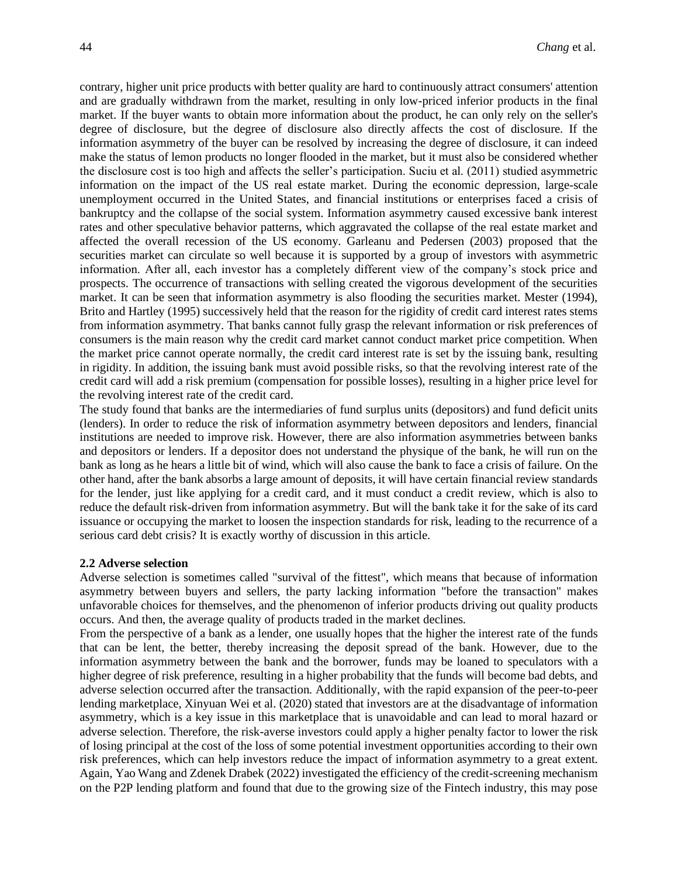contrary, higher unit price products with better quality are hard to continuously attract consumers' attention and are gradually withdrawn from the market, resulting in only low-priced inferior products in the final market. If the buyer wants to obtain more information about the product, he can only rely on the seller's degree of disclosure, but the degree of disclosure also directly affects the cost of disclosure. If the information asymmetry of the buyer can be resolved by increasing the degree of disclosure, it can indeed make the status of lemon products no longer flooded in the market, but it must also be considered whether the disclosure cost is too high and affects the seller's participation. Suciu et al. (2011) studied asymmetric information on the impact of the US real estate market. During the economic depression, large-scale unemployment occurred in the United States, and financial institutions or enterprises faced a crisis of bankruptcy and the collapse of the social system. Information asymmetry caused excessive bank interest rates and other speculative behavior patterns, which aggravated the collapse of the real estate market and affected the overall recession of the US economy. Garleanu and Pedersen (2003) proposed that the securities market can circulate so well because it is supported by a group of investors with asymmetric information. After all, each investor has a completely different view of the company's stock price and prospects. The occurrence of transactions with selling created the vigorous development of the securities market. It can be seen that information asymmetry is also flooding the securities market. Mester (1994), Brito and Hartley (1995) successively held that the reason for the rigidity of credit card interest rates stems from information asymmetry. That banks cannot fully grasp the relevant information or risk preferences of consumers is the main reason why the credit card market cannot conduct market price competition. When the market price cannot operate normally, the credit card interest rate is set by the issuing bank, resulting in rigidity. In addition, the issuing bank must avoid possible risks, so that the revolving interest rate of the credit card will add a risk premium (compensation for possible losses), resulting in a higher price level for the revolving interest rate of the credit card.

The study found that banks are the intermediaries of fund surplus units (depositors) and fund deficit units (lenders). In order to reduce the risk of information asymmetry between depositors and lenders, financial institutions are needed to improve risk. However, there are also information asymmetries between banks and depositors or lenders. If a depositor does not understand the physique of the bank, he will run on the bank as long as he hears a little bit of wind, which will also cause the bank to face a crisis of failure. On the other hand, after the bank absorbs a large amount of deposits, it will have certain financial review standards for the lender, just like applying for a credit card, and it must conduct a credit review, which is also to reduce the default risk-driven from information asymmetry. But will the bank take it for the sake of its card issuance or occupying the market to loosen the inspection standards for risk, leading to the recurrence of a serious card debt crisis? It is exactly worthy of discussion in this article.

### 2.2 Adverse selection

Adverse selection is sometimes called "survival of the fittest", which means that because of information asymmetry between buyers and sellers, the party lacking information "before the transaction" makes unfavorable choices for themselves, and the phenomenon of inferior products driving out quality products occurs. And then, the average quality of products traded in the market declines.

From the perspective of a bank as a lender, one usually hopes that the higher the interest rate of the funds that can be lent, the better, thereby increasing the deposit spread of the bank. However, due to the information asymmetry between the bank and the borrower, funds may be loaned to speculators with a higher degree of risk preference, resulting in a higher probability that the funds will become bad debts, and adverse selection occurred after the transaction. Additionally, with the rapid expansion of the peer-to-peer lending marketplace, Xinyuan Wei et al. (2020) stated that investors are at the disadvantage of information asymmetry, which is a key issue in this marketplace that is unavoidable and can lead to moral hazard or adverse selection. Therefore, the risk-averse investors could apply a higher penalty factor to lower the risk of losing principal at the cost of the loss of some potential investment opportunities according to their own risk preferences, which can help investors reduce the impact of information asymmetry to a great extent. Again, Yao Wang and Zdenek Drabek (2022) investigated the efficiency of the credit-screening mechanism on the P2P lending platform and found that due to the growing size of the Fintech industry, this may pose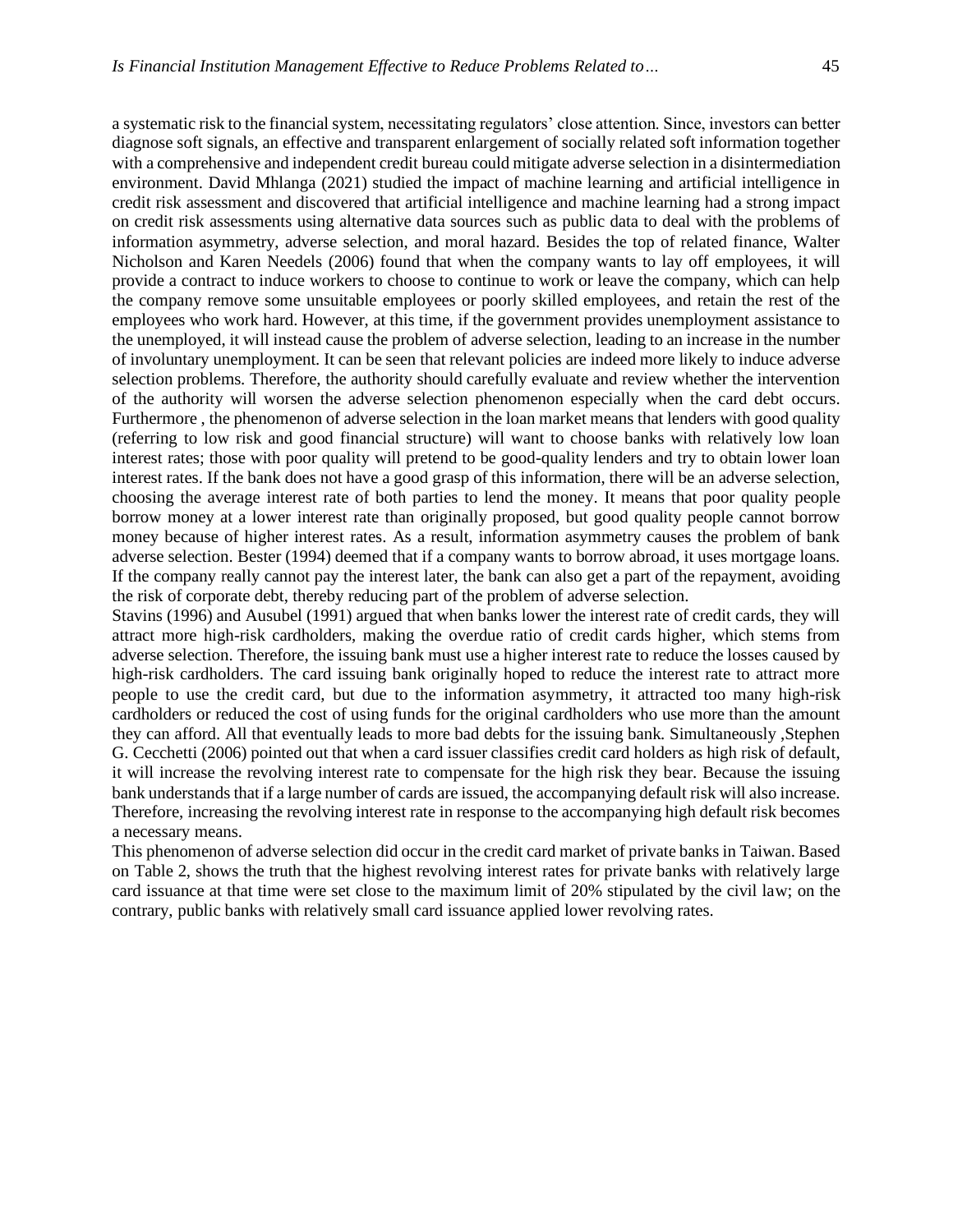a systematic risk to the financial system, necessitating regulators' close attention. Since, investors can better diagnose soft signals, an effective and transparent enlargement of socially related soft information together with a comprehensive and independent credit bureau could mitigate adverse selection in a disintermediation environment. David Mhlanga (2021) studied the impact of machine learning and artificial intelligence in credit risk assessment and discovered that artificial intelligence and machine learning had a strong impact on credit risk assessments using alternative data sources such as public data to deal with the problems of information asymmetry, adverse selection, and moral hazard. Besides the top of related finance, Walter Nicholson and Karen Needels (2006) found that when the company wants to lay off employees, it will provide a contract to induce workers to choose to continue to work or leave the company, which can help the company remove some unsuitable employees or poorly skilled employees, and retain the rest of the employees who work hard. However, at this time, if the government provides unemployment assistance to the unemployed, it will instead cause the problem of adverse selection, leading to an increase in the number of involuntary unemployment. It can be seen that relevant policies are indeed more likely to induce adverse selection problems. Therefore, the authority should carefully evaluate and review whether the intervention of the authority will worsen the adverse selection phenomenon especially when the card debt occurs. Furthermore , the phenomenon of adverse selection in the loan market means that lenders with good quality (referring to low risk and good financial structure) will want to choose banks with relatively low loan interest rates; those with poor quality will pretend to be good-quality lenders and try to obtain lower loan interest rates. If the bank does not have a good grasp of this information, there will be an adverse selection, choosing the average interest rate of both parties to lend the money. It means that poor quality people borrow money at a lower interest rate than originally proposed, but good quality people cannot borrow money because of higher interest rates. As a result, information asymmetry causes the problem of bank adverse selection. Bester (1994) deemed that if a company wants to borrow abroad, it uses mortgage loans. If the company really cannot pay the interest later, the bank can also get a part of the repayment, avoiding the risk of corporate debt, thereby reducing part of the problem of adverse selection.

Stavins (1996) and Ausubel (1991) argued that when banks lower the interest rate of credit cards, they will attract more high-risk cardholders, making the overdue ratio of credit cards higher, which stems from adverse selection. Therefore, the issuing bank must use a higher interest rate to reduce the losses caused by high-risk cardholders. The card issuing bank originally hoped to reduce the interest rate to attract more people to use the credit card, but due to the information asymmetry, it attracted too many high-risk cardholders or reduced the cost of using funds for the original cardholders who use more than the amount they can afford. All that eventually leads to more bad debts for the issuing bank. Simultaneously ,Stephen G. Cecchetti (2006) pointed out that when a card issuer classifies credit card holders as high risk of default, it will increase the revolving interest rate to compensate for the high risk they bear. Because the issuing bank understands that if a large number of cards are issued, the accompanying default risk will also increase. Therefore, increasing the revolving interest rate in response to the accompanying high default risk becomes a necessary means.

This phenomenon of adverse selection did occur in the credit card market of private banks in Taiwan. Based on Table 2, shows the truth that the highest revolving interest rates for private banks with relatively large card issuance at that time were set close to the maximum limit of 20% stipulated by the civil law; on the contrary, public banks with relatively small card issuance applied lower revolving rates.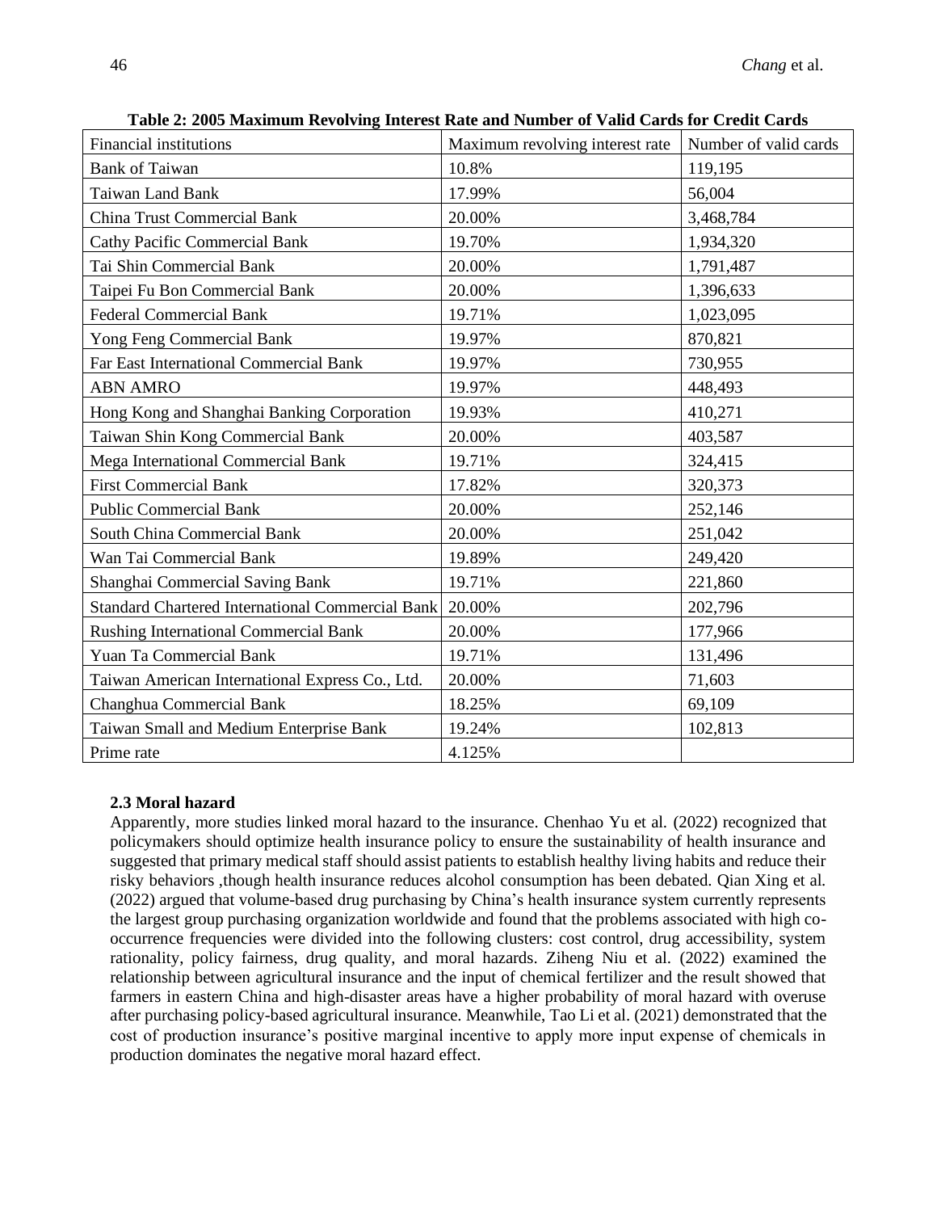**Table 2: 2005 Maximum Revolving Interest Rate and Number of Valid Cards for Credit Cards**

| Financial institutions | Maximum revolving interest rate | Number of valid cards |
| --- | --- | --- |
| Bank of Taiwan | 10.8% | 119,195 |
| Taiwan Land Bank | 17.99% | 56,004 |
| China Trust Commercial Bank | 20.00% | 3,468,784 |
| Cathy Pacific Commercial Bank | 19.70% | 1,934,320 |
| Tai Shin Commercial Bank | 20.00% | 1,791,487 |
| Taipei Fu Bon Commercial Bank | 20.00% | 1,396,633 |
| Federal Commercial Bank | 19.71% | 1,023,095 |
| Yong Feng Commercial Bank | 19.97% | 870,821 |
| Far East International Commercial Bank | 19.97% | 730,955 |
| ABN AMRO | 19.97% | 448,493 |
| Hong Kong and Shanghai Banking Corporation | 19.93% | 410,271 |
| Taiwan Shin Kong Commercial Bank | 20.00% | 403,587 |
| Mega International Commercial Bank | 19.71% | 324,415 |
| First Commercial Bank | 17.82% | 320,373 |
| Public Commercial Bank | 20.00% | 252,146 |
| South China Commercial Bank | 20.00% | 251,042 |
| Wan Tai Commercial Bank | 19.89% | 249,420 |
| Shanghai Commercial Saving Bank | 19.71% | 221,860 |
| Standard Chartered International Commercial Bank | 20.00% | 202,796 |
| Rushing International Commercial Bank | 20.00% | 177,966 |
| Yuan Ta Commercial Bank | 19.71% | 131,496 |
| Taiwan American International Express Co., Ltd. | 20.00% | 71,603 |
| Changhua Commercial Bank | 18.25% | 69,109 |
| Taiwan Small and Medium Enterprise Bank | 19.24% | 102,813 |
| Prime rate | 4.125% | |

### 2.3 Moral hazard

Apparently, more studies linked moral hazard to the insurance. Chenhao Yu et al. (2022) recognized that policymakers should optimize health insurance policy to ensure the sustainability of health insurance and suggested that primary medical staff should assist patients to establish healthy living habits and reduce their risky behaviors ,though health insurance reduces alcohol consumption has been debated. Qian Xing et al. (2022) argued that volume-based drug purchasing by China's health insurance system currently represents the largest group purchasing organization worldwide and found that the problems associated with high co-occurrence frequencies were divided into the following clusters: cost control, drug accessibility, system rationality, policy fairness, drug quality, and moral hazards. Ziheng Niu et al. (2022) examined the relationship between agricultural insurance and the input of chemical fertilizer and the result showed that farmers in eastern China and high-disaster areas have a higher probability of moral hazard with overuse after purchasing policy-based agricultural insurance. Meanwhile, Tao Li et al. (2021) demonstrated that the cost of production insurance's positive marginal incentive to apply more input expense of chemicals in production dominates the negative moral hazard effect.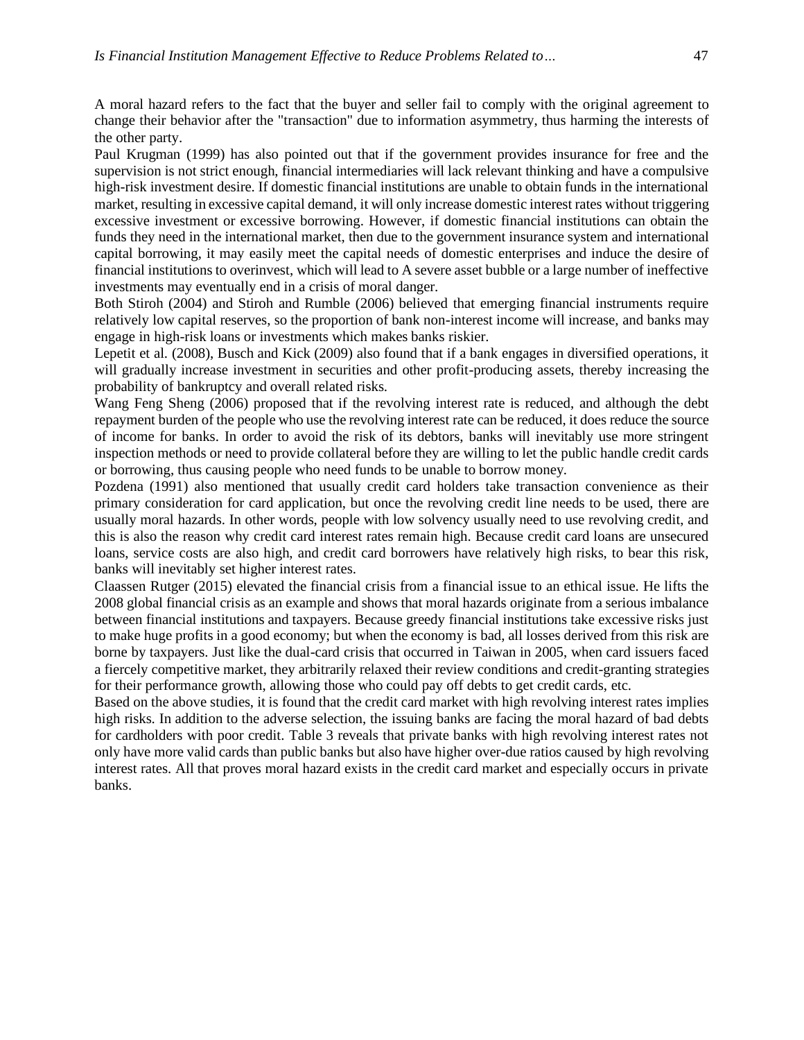A moral hazard refers to the fact that the buyer and seller fail to comply with the original agreement to change their behavior after the "transaction" due to information asymmetry, thus harming the interests of the other party.

Paul Krugman (1999) has also pointed out that if the government provides insurance for free and the supervision is not strict enough, financial intermediaries will lack relevant thinking and have a compulsive high-risk investment desire. If domestic financial institutions are unable to obtain funds in the international market, resulting in excessive capital demand, it will only increase domestic interest rates without triggering excessive investment or excessive borrowing. However, if domestic financial institutions can obtain the funds they need in the international market, then due to the government insurance system and international capital borrowing, it may easily meet the capital needs of domestic enterprises and induce the desire of financial institutions to overinvest, which will lead to A severe asset bubble or a large number of ineffective investments may eventually end in a crisis of moral danger.

Both Stiroh (2004) and Stiroh and Rumble (2006) believed that emerging financial instruments require relatively low capital reserves, so the proportion of bank non-interest income will increase, and banks may engage in high-risk loans or investments which makes banks riskier.

Lepetit et al. (2008), Busch and Kick (2009) also found that if a bank engages in diversified operations, it will gradually increase investment in securities and other profit-producing assets, thereby increasing the probability of bankruptcy and overall related risks.

Wang Feng Sheng (2006) proposed that if the revolving interest rate is reduced, and although the debt repayment burden of the people who use the revolving interest rate can be reduced, it does reduce the source of income for banks. In order to avoid the risk of its debtors, banks will inevitably use more stringent inspection methods or need to provide collateral before they are willing to let the public handle credit cards or borrowing, thus causing people who need funds to be unable to borrow money.

Pozdena (1991) also mentioned that usually credit card holders take transaction convenience as their primary consideration for card application, but once the revolving credit line needs to be used, there are usually moral hazards. In other words, people with low solvency usually need to use revolving credit, and this is also the reason why credit card interest rates remain high. Because credit card loans are unsecured loans, service costs are also high, and credit card borrowers have relatively high risks, to bear this risk, banks will inevitably set higher interest rates.

Claassen Rutger (2015) elevated the financial crisis from a financial issue to an ethical issue. He lifts the 2008 global financial crisis as an example and shows that moral hazards originate from a serious imbalance between financial institutions and taxpayers. Because greedy financial institutions take excessive risks just to make huge profits in a good economy; but when the economy is bad, all losses derived from this risk are borne by taxpayers. Just like the dual-card crisis that occurred in Taiwan in 2005, when card issuers faced a fiercely competitive market, they arbitrarily relaxed their review conditions and credit-granting strategies for their performance growth, allowing those who could pay off debts to get credit cards, etc.

Based on the above studies, it is found that the credit card market with high revolving interest rates implies high risks. In addition to the adverse selection, the issuing banks are facing the moral hazard of bad debts for cardholders with poor credit. Table 3 reveals that private banks with high revolving interest rates not only have more valid cards than public banks but also have higher over-due ratios caused by high revolving interest rates. All that proves moral hazard exists in the credit card market and especially occurs in private banks.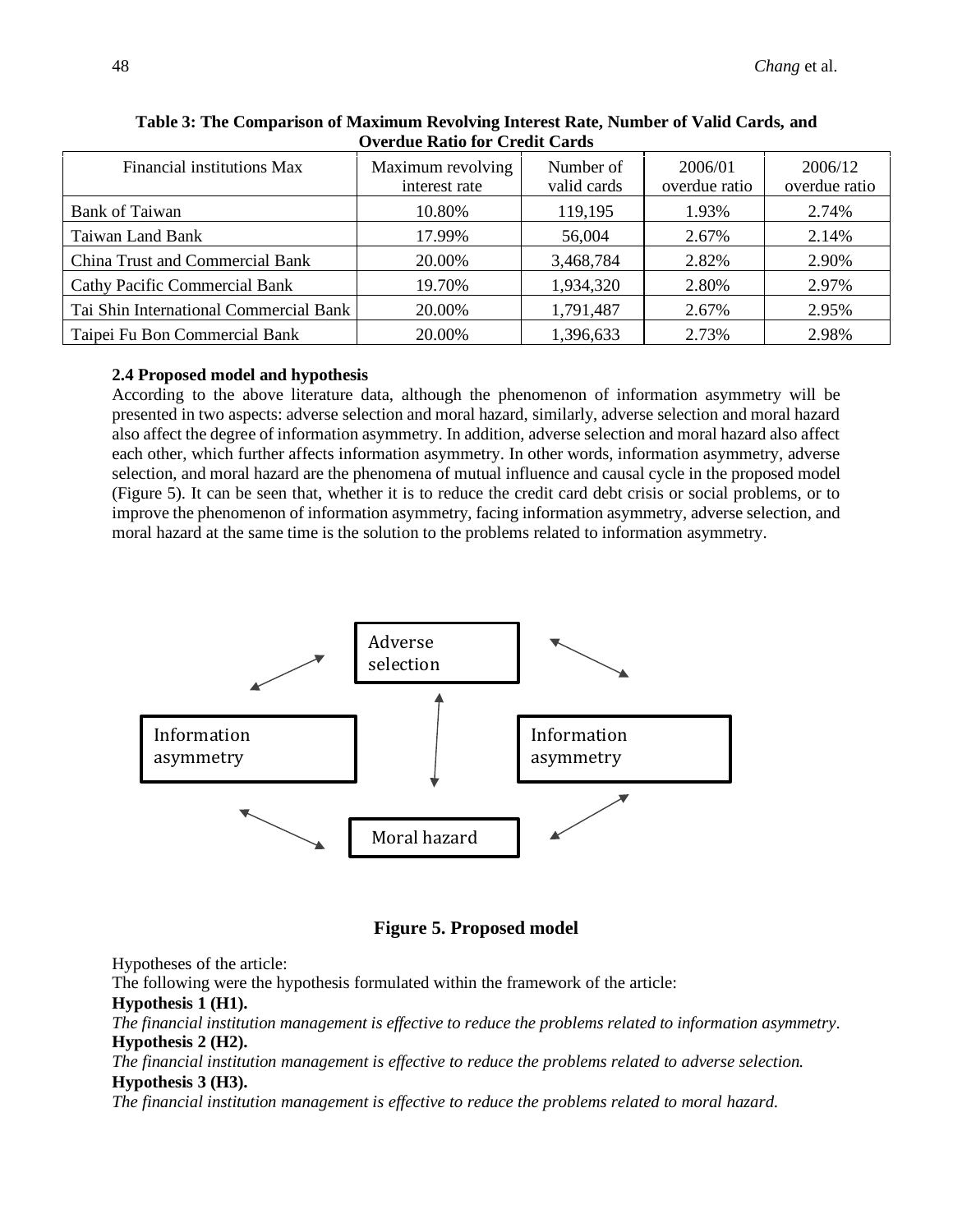**Table 3: The Comparison of Maximum Revolving Interest Rate, Number of Valid Cards, and Overdue Ratio for Credit Cards**

| Financial institutions Max | Maximum revolving interest rate | Number of valid cards | 2006/01 overdue ratio | 2006/12 overdue ratio |
|---|---|---|---|---|
| Bank of Taiwan | 10.80% | 119,195 | 1.93% | 2.74% |
| Taiwan Land Bank | 17.99% | 56,004 | 2.67% | 2.14% |
| China Trust and Commercial Bank | 20.00% | 3,468,784 | 2.82% | 2.90% |
| Cathy Pacific Commercial Bank | 19.70% | 1,934,320 | 2.80% | 2.97% |
| Tai Shin International Commercial Bank | 20.00% | 1,791,487 | 2.67% | 2.95% |
| Taipei Fu Bon Commercial Bank | 20.00% | 1,396,633 | 2.73% | 2.98% |

### 2.4 Proposed model and hypothesis

According to the above literature data, although the phenomenon of information asymmetry will be presented in two aspects: adverse selection and moral hazard, similarly, adverse selection and moral hazard also affect the degree of information asymmetry. In addition, adverse selection and moral hazard also affect each other, which further affects information asymmetry. In other words, information asymmetry, adverse selection, and moral hazard are the phenomena of mutual influence and causal cycle in the proposed model (Figure 5). It can be seen that, whether it is to reduce the credit card debt crisis or social problems, or to improve the phenomenon of information asymmetry, facing information asymmetry, adverse selection, and moral hazard at the same time is the solution to the problems related to information asymmetry.

Adverse selection

Information asymmetry

Information asymmetry

Moral hazard

**Figure 5. Proposed model**

Hypotheses of the article:

The following were the hypothesis formulated within the framework of the article:

**Hypothesis 1 (H1).**

*The financial institution management is effective to reduce the problems related to information asymmetry.*

**Hypothesis 2 (H2).**

*The financial institution management is effective to reduce the problems related to adverse selection.*

**Hypothesis 3 (H3).**

*The financial institution management is effective to reduce the problems related to moral hazard.*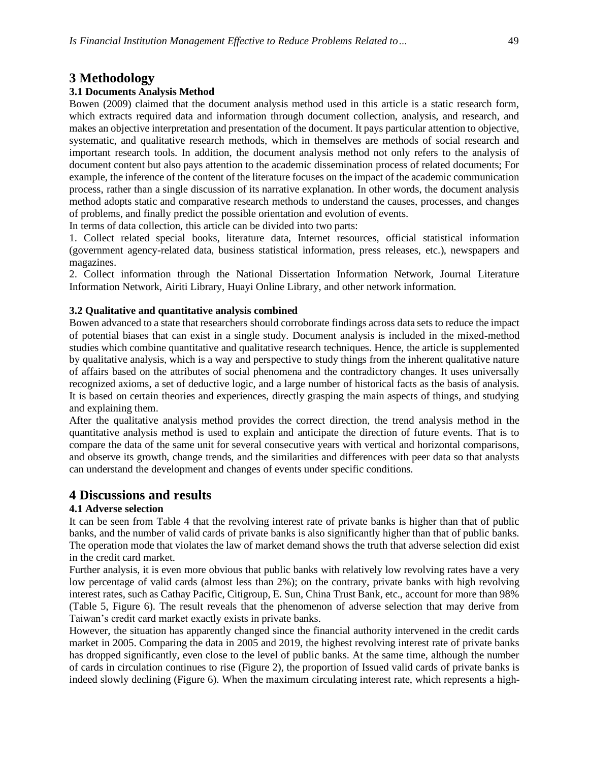# 3 Methodology

### 3.1 Documents Analysis Method

Bowen (2009) claimed that the document analysis method used in this article is a static research form, which extracts required data and information through document collection, analysis, and research, and makes an objective interpretation and presentation of the document. It pays particular attention to objective, systematic, and qualitative research methods, which in themselves are methods of social research and important research tools. In addition, the document analysis method not only refers to the analysis of document content but also pays attention to the academic dissemination process of related documents; For example, the inference of the content of the literature focuses on the impact of the academic communication process, rather than a single discussion of its narrative explanation. In other words, the document analysis method adopts static and comparative research methods to understand the causes, processes, and changes of problems, and finally predict the possible orientation and evolution of events.

In terms of data collection, this article can be divided into two parts:

1. Collect related special books, literature data, Internet resources, official statistical information (government agency-related data, business statistical information, press releases, etc.), newspapers and magazines.
2. Collect information through the National Dissertation Information Network, Journal Literature Information Network, Airiti Library, Huayi Online Library, and other network information.

### 3.2 Qualitative and quantitative analysis combined

Bowen advanced to a state that researchers should corroborate findings across data sets to reduce the impact of potential biases that can exist in a single study. Document analysis is included in the mixed-method studies which combine quantitative and qualitative research techniques. Hence, the article is supplemented by qualitative analysis, which is a way and perspective to study things from the inherent qualitative nature of affairs based on the attributes of social phenomena and the contradictory changes. It uses universally recognized axioms, a set of deductive logic, and a large number of historical facts as the basis of analysis. It is based on certain theories and experiences, directly grasping the main aspects of things, and studying and explaining them.

After the qualitative analysis method provides the correct direction, the trend analysis method in the quantitative analysis method is used to explain and anticipate the direction of future events. That is to compare the data of the same unit for several consecutive years with vertical and horizontal comparisons, and observe its growth, change trends, and the similarities and differences with peer data so that analysts can understand the development and changes of events under specific conditions.

# 4 Discussions and results

### 4.1 Adverse selection

It can be seen from Table 4 that the revolving interest rate of private banks is higher than that of public banks, and the number of valid cards of private banks is also significantly higher than that of public banks. The operation mode that violates the law of market demand shows the truth that adverse selection did exist in the credit card market.

Further analysis, it is even more obvious that public banks with relatively low revolving rates have a very low percentage of valid cards (almost less than 2%); on the contrary, private banks with high revolving interest rates, such as Cathay Pacific, Citigroup, E. Sun, China Trust Bank, etc., account for more than 98% (Table 5, Figure 6). The result reveals that the phenomenon of adverse selection that may derive from Taiwan's credit card market exactly exists in private banks.

However, the situation has apparently changed since the financial authority intervened in the credit cards market in 2005. Comparing the data in 2005 and 2019, the highest revolving interest rate of private banks has dropped significantly, even close to the level of public banks. At the same time, although the number of cards in circulation continues to rise (Figure 2), the proportion of Issued valid cards of private banks is indeed slowly declining (Figure 6). When the maximum circulating interest rate, which represents a high-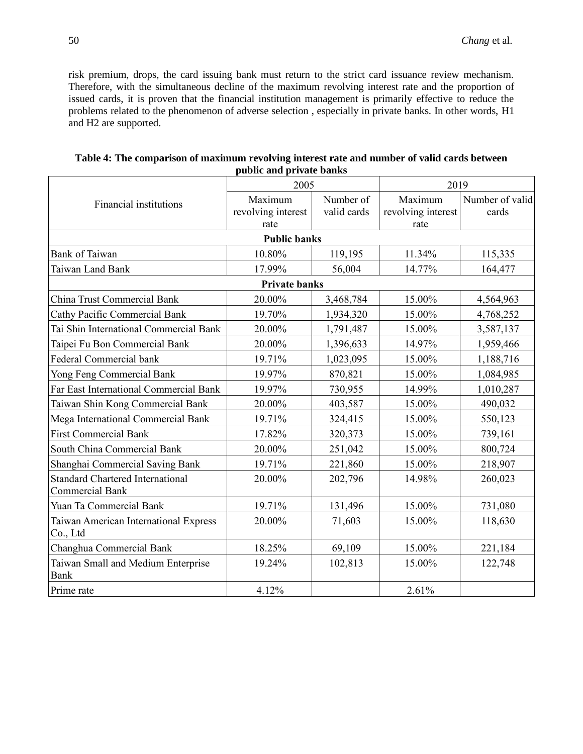risk premium, drops, the card issuing bank must return to the strict card issuance review mechanism. Therefore, with the simultaneous decline of the maximum revolving interest rate and the proportion of issued cards, it is proven that the financial institution management is primarily effective to reduce the problems related to the phenomenon of adverse selection , especially in private banks. In other words, H1 and H2 are supported.

**Table 4: The comparison of maximum revolving interest rate and number of valid cards between public and private banks**

| Financial institutions | 2005 | | 2019 | |
|---|---|---|---|---|
| | Maximum revolving interest rate | Number of valid cards | Maximum revolving interest rate | Number of valid cards |
| **Public banks** | | | | |
| Bank of Taiwan | 10.80% | 119,195 | 11.34% | 115,335 |
| Taiwan Land Bank | 17.99% | 56,004 | 14.77% | 164,477 |
| **Private banks** | | | | |
| China Trust Commercial Bank | 20.00% | 3,468,784 | 15.00% | 4,564,963 |
| Cathy Pacific Commercial Bank | 19.70% | 1,934,320 | 15.00% | 4,768,252 |
| Tai Shin International Commercial Bank | 20.00% | 1,791,487 | 15.00% | 3,587,137 |
| Taipei Fu Bon Commercial Bank | 20.00% | 1,396,633 | 14.97% | 1,959,466 |
| Federal Commercial bank | 19.71% | 1,023,095 | 15.00% | 1,188,716 |
| Yong Feng Commercial Bank | 19.97% | 870,821 | 15.00% | 1,084,985 |
| Far East International Commercial Bank | 19.97% | 730,955 | 14.99% | 1,010,287 |
| Taiwan Shin Kong Commercial Bank | 20.00% | 403,587 | 15.00% | 490,032 |
| Mega International Commercial Bank | 19.71% | 324,415 | 15.00% | 550,123 |
| First Commercial Bank | 17.82% | 320,373 | 15.00% | 739,161 |
| South China Commercial Bank | 20.00% | 251,042 | 15.00% | 800,724 |
| Shanghai Commercial Saving Bank | 19.71% | 221,860 | 15.00% | 218,907 |
| Standard Chartered International Commercial Bank | 20.00% | 202,796 | 14.98% | 260,023 |
| Yuan Ta Commercial Bank | 19.71% | 131,496 | 15.00% | 731,080 |
| Taiwan American International Express Co., Ltd | 20.00% | 71,603 | 15.00% | 118,630 |
| Changhua Commercial Bank | 18.25% | 69,109 | 15.00% | 221,184 |
| Taiwan Small and Medium Enterprise Bank | 19.24% | 102,813 | 15.00% | 122,748 |
| Prime rate | 4.12% | | 2.61% | |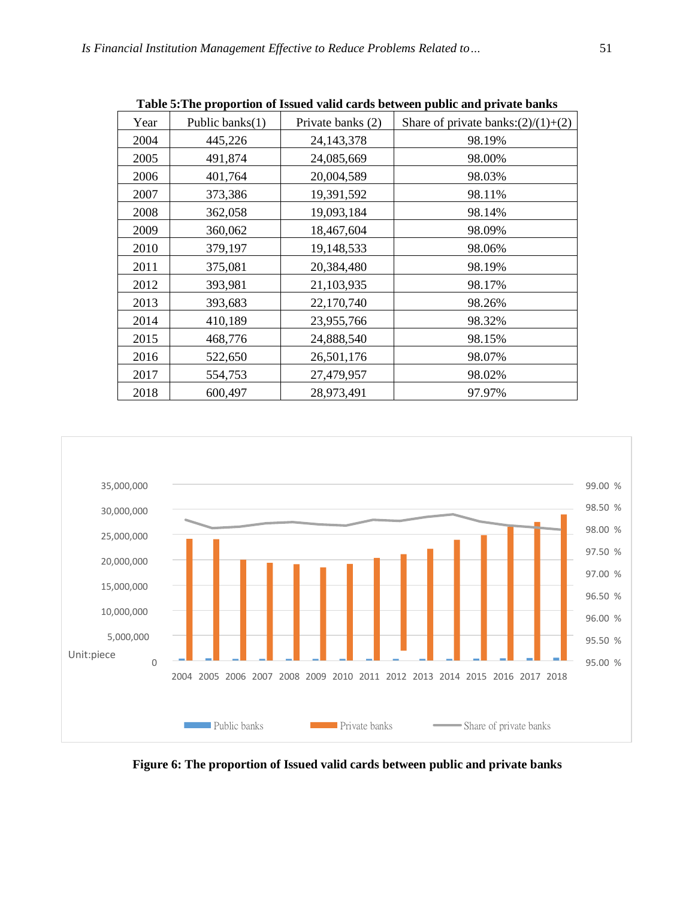**Table 5:The proportion of Issued valid cards between public and private banks**

| Year | Public banks(1) | Private banks (2) | Share of private banks:(2)/(1)+(2) |
|---|---|---|---|
| 2004 | 445,226 | 24,143,378 | 98.19% |
| 2005 | 491,874 | 24,085,669 | 98.00% |
| 2006 | 401,764 | 20,004,589 | 98.03% |
| 2007 | 373,386 | 19,391,592 | 98.11% |
| 2008 | 362,058 | 19,093,184 | 98.14% |
| 2009 | 360,062 | 18,467,604 | 98.09% |
| 2010 | 379,197 | 19,148,533 | 98.06% |
| 2011 | 375,081 | 20,384,480 | 98.19% |
| 2012 | 393,981 | 21,103,935 | 98.17% |
| 2013 | 393,683 | 22,170,740 | 98.26% |
| 2014 | 410,189 | 23,955,766 | 98.32% |
| 2015 | 468,776 | 24,888,540 | 98.15% |
| 2016 | 522,650 | 26,501,176 | 98.07% |
| 2017 | 554,753 | 27,479,957 | 98.02% |
| 2018 | 600,497 | 28,973,491 | 97.97% |

**Figure 6: The proportion of Issued valid cards between public and private banks**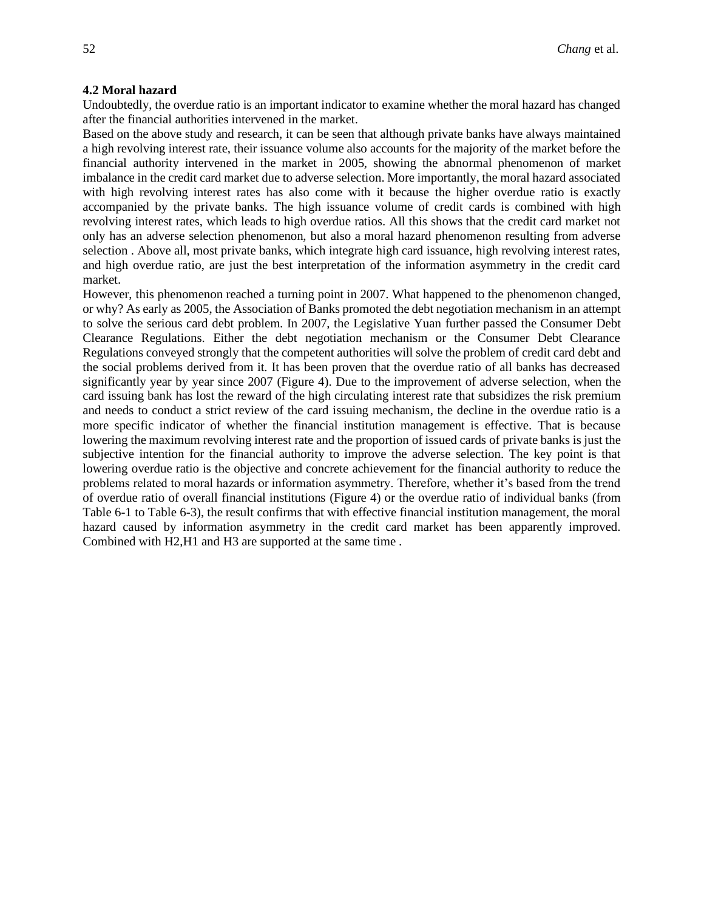### 4.2 Moral hazard

Undoubtedly, the overdue ratio is an important indicator to examine whether the moral hazard has changed after the financial authorities intervened in the market.

Based on the above study and research, it can be seen that although private banks have always maintained a high revolving interest rate, their issuance volume also accounts for the majority of the market before the financial authority intervened in the market in 2005, showing the abnormal phenomenon of market imbalance in the credit card market due to adverse selection. More importantly, the moral hazard associated with high revolving interest rates has also come with it because the higher overdue ratio is exactly accompanied by the private banks. The high issuance volume of credit cards is combined with high revolving interest rates, which leads to high overdue ratios. All this shows that the credit card market not only has an adverse selection phenomenon, but also a moral hazard phenomenon resulting from adverse selection . Above all, most private banks, which integrate high card issuance, high revolving interest rates, and high overdue ratio, are just the best interpretation of the information asymmetry in the credit card market.

However, this phenomenon reached a turning point in 2007. What happened to the phenomenon changed, or why? As early as 2005, the Association of Banks promoted the debt negotiation mechanism in an attempt to solve the serious card debt problem. In 2007, the Legislative Yuan further passed the Consumer Debt Clearance Regulations. Either the debt negotiation mechanism or the Consumer Debt Clearance Regulations conveyed strongly that the competent authorities will solve the problem of credit card debt and the social problems derived from it. It has been proven that the overdue ratio of all banks has decreased significantly year by year since 2007 (Figure 4). Due to the improvement of adverse selection, when the card issuing bank has lost the reward of the high circulating interest rate that subsidizes the risk premium and needs to conduct a strict review of the card issuing mechanism, the decline in the overdue ratio is a more specific indicator of whether the financial institution management is effective. That is because lowering the maximum revolving interest rate and the proportion of issued cards of private banks is just the subjective intention for the financial authority to improve the adverse selection. The key point is that lowering overdue ratio is the objective and concrete achievement for the financial authority to reduce the problems related to moral hazards or information asymmetry. Therefore, whether it's based from the trend of overdue ratio of overall financial institutions (Figure 4) or the overdue ratio of individual banks (from Table 6-1 to Table 6-3), the result confirms that with effective financial institution management, the moral hazard caused by information asymmetry in the credit card market has been apparently improved. Combined with H2,H1 and H3 are supported at the same time .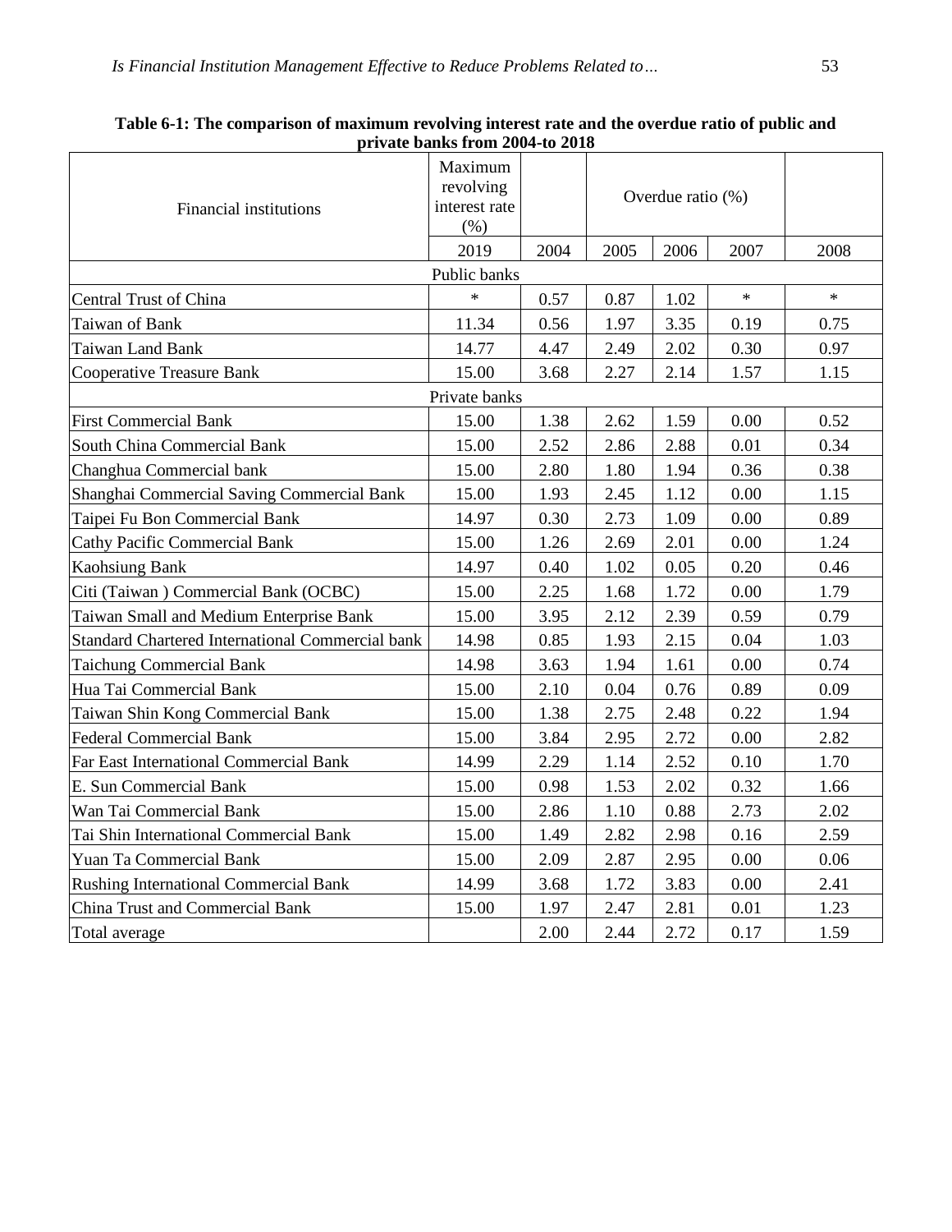**Table 6-1: The comparison of maximum revolving interest rate and the overdue ratio of public and private banks from 2004-to 2018**

| Financial institutions | Maximum revolving interest rate (%) | | Overdue ratio (%) | | | |
|---|---|---|---|---|---|---|
| | 2019 | 2004 | 2005 | 2006 | 2007 | 2008 |
| Public banks | | | | | | |
| Central Trust of China | * | 0.57 | 0.87 | 1.02 | * | * |
| Taiwan of Bank | 11.34 | 0.56 | 1.97 | 3.35 | 0.19 | 0.75 |
| Taiwan Land Bank | 14.77 | 4.47 | 2.49 | 2.02 | 0.30 | 0.97 |
| Cooperative Treasure Bank | 15.00 | 3.68 | 2.27 | 2.14 | 1.57 | 1.15 |
| Private banks | | | | | | |
| First Commercial Bank | 15.00 | 1.38 | 2.62 | 1.59 | 0.00 | 0.52 |
| South China Commercial Bank | 15.00 | 2.52 | 2.86 | 2.88 | 0.01 | 0.34 |
| Changhua Commercial bank | 15.00 | 2.80 | 1.80 | 1.94 | 0.36 | 0.38 |
| Shanghai Commercial Saving Commercial Bank | 15.00 | 1.93 | 2.45 | 1.12 | 0.00 | 1.15 |
| Taipei Fu Bon Commercial Bank | 14.97 | 0.30 | 2.73 | 1.09 | 0.00 | 0.89 |
| Cathy Pacific Commercial Bank | 15.00 | 1.26 | 2.69 | 2.01 | 0.00 | 1.24 |
| Kaohsiung Bank | 14.97 | 0.40 | 1.02 | 0.05 | 0.20 | 0.46 |
| Citi (Taiwan ) Commercial Bank (OCBC) | 15.00 | 2.25 | 1.68 | 1.72 | 0.00 | 1.79 |
| Taiwan Small and Medium Enterprise Bank | 15.00 | 3.95 | 2.12 | 2.39 | 0.59 | 0.79 |
| Standard Chartered International Commercial bank | 14.98 | 0.85 | 1.93 | 2.15 | 0.04 | 1.03 |
| Taichung Commercial Bank | 14.98 | 3.63 | 1.94 | 1.61 | 0.00 | 0.74 |
| Hua Tai Commercial Bank | 15.00 | 2.10 | 0.04 | 0.76 | 0.89 | 0.09 |
| Taiwan Shin Kong Commercial Bank | 15.00 | 1.38 | 2.75 | 2.48 | 0.22 | 1.94 |
| Federal Commercial Bank | 15.00 | 3.84 | 2.95 | 2.72 | 0.00 | 2.82 |
| Far East International Commercial Bank | 14.99 | 2.29 | 1.14 | 2.52 | 0.10 | 1.70 |
| E. Sun Commercial Bank | 15.00 | 0.98 | 1.53 | 2.02 | 0.32 | 1.66 |
| Wan Tai Commercial Bank | 15.00 | 2.86 | 1.10 | 0.88 | 2.73 | 2.02 |
| Tai Shin International Commercial Bank | 15.00 | 1.49 | 2.82 | 2.98 | 0.16 | 2.59 |
| Yuan Ta Commercial Bank | 15.00 | 2.09 | 2.87 | 2.95 | 0.00 | 0.06 |
| Rushing International Commercial Bank | 14.99 | 3.68 | 1.72 | 3.83 | 0.00 | 2.41 |
| China Trust and Commercial Bank | 15.00 | 1.97 | 2.47 | 2.81 | 0.01 | 1.23 |
| Total average | | 2.00 | 2.44 | 2.72 | 0.17 | 1.59 |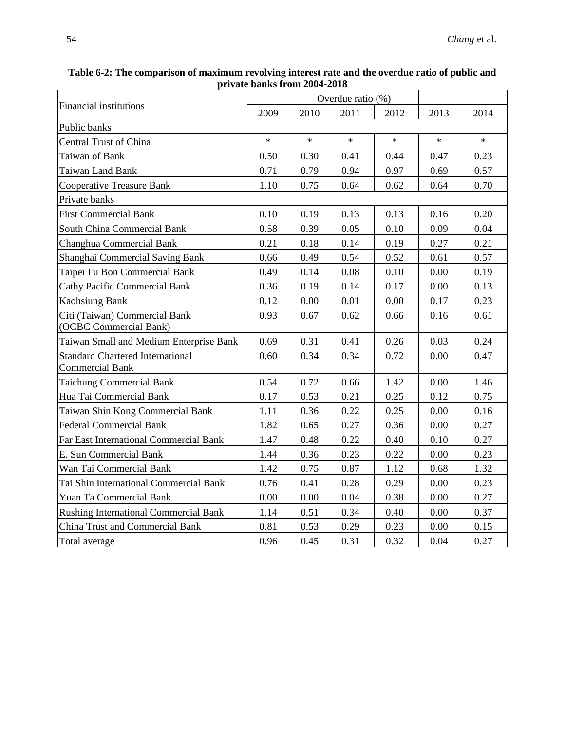**Table 6-2: The comparison of maximum revolving interest rate and the overdue ratio of public and private banks from 2004-2018**

| Financial institutions | | Overdue ratio (%) | | | | |
|---|---|---|---|---|---|---|
| | 2009 | 2010 | 2011 | 2012 | 2013 | 2014 |
| Public banks | | | | | | |
| Central Trust of China | * | * | * | * | * | * |
| Taiwan of Bank | 0.50 | 0.30 | 0.41 | 0.44 | 0.47 | 0.23 |
| Taiwan Land Bank | 0.71 | 0.79 | 0.94 | 0.97 | 0.69 | 0.57 |
| Cooperative Treasure Bank | 1.10 | 0.75 | 0.64 | 0.62 | 0.64 | 0.70 |
| Private banks | | | | | | |
| First Commercial Bank | 0.10 | 0.19 | 0.13 | 0.13 | 0.16 | 0.20 |
| South China Commercial Bank | 0.58 | 0.39 | 0.05 | 0.10 | 0.09 | 0.04 |
| Changhua Commercial Bank | 0.21 | 0.18 | 0.14 | 0.19 | 0.27 | 0.21 |
| Shanghai Commercial Saving Bank | 0.66 | 0.49 | 0.54 | 0.52 | 0.61 | 0.57 |
| Taipei Fu Bon Commercial Bank | 0.49 | 0.14 | 0.08 | 0.10 | 0.00 | 0.19 |
| Cathy Pacific Commercial Bank | 0.36 | 0.19 | 0.14 | 0.17 | 0.00 | 0.13 |
| Kaohsiung Bank | 0.12 | 0.00 | 0.01 | 0.00 | 0.17 | 0.23 |
| Citi (Taiwan) Commercial Bank (OCBC Commercial Bank) | 0.93 | 0.67 | 0.62 | 0.66 | 0.16 | 0.61 |
| Taiwan Small and Medium Enterprise Bank | 0.69 | 0.31 | 0.41 | 0.26 | 0.03 | 0.24 |
| Standard Chartered International Commercial Bank | 0.60 | 0.34 | 0.34 | 0.72 | 0.00 | 0.47 |
| Taichung Commercial Bank | 0.54 | 0.72 | 0.66 | 1.42 | 0.00 | 1.46 |
| Hua Tai Commercial Bank | 0.17 | 0.53 | 0.21 | 0.25 | 0.12 | 0.75 |
| Taiwan Shin Kong Commercial Bank | 1.11 | 0.36 | 0.22 | 0.25 | 0.00 | 0.16 |
| Federal Commercial Bank | 1.82 | 0.65 | 0.27 | 0.36 | 0.00 | 0.27 |
| Far East International Commercial Bank | 1.47 | 0.48 | 0.22 | 0.40 | 0.10 | 0.27 |
| E. Sun Commercial Bank | 1.44 | 0.36 | 0.23 | 0.22 | 0.00 | 0.23 |
| Wan Tai Commercial Bank | 1.42 | 0.75 | 0.87 | 1.12 | 0.68 | 1.32 |
| Tai Shin International Commercial Bank | 0.76 | 0.41 | 0.28 | 0.29 | 0.00 | 0.23 |
| Yuan Ta Commercial Bank | 0.00 | 0.00 | 0.04 | 0.38 | 0.00 | 0.27 |
| Rushing International Commercial Bank | 1.14 | 0.51 | 0.34 | 0.40 | 0.00 | 0.37 |
| China Trust and Commercial Bank | 0.81 | 0.53 | 0.29 | 0.23 | 0.00 | 0.15 |
| Total average | 0.96 | 0.45 | 0.31 | 0.32 | 0.04 | 0.27 |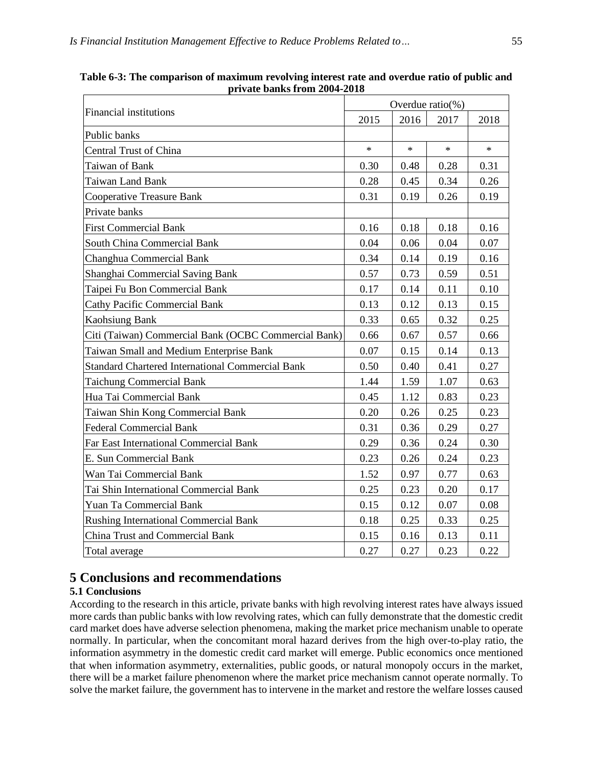**Table 6-3: The comparison of maximum revolving interest rate and overdue ratio of public and private banks from 2004-2018**

| Financial institutions | Overdue ratio(%) | | | |
|---|---|---|---|---|
| | 2015 | 2016 | 2017 | 2018 |
| Public banks | | | | |
| Central Trust of China | * | * | * | * |
| Taiwan of Bank | 0.30 | 0.48 | 0.28 | 0.31 |
| Taiwan Land Bank | 0.28 | 0.45 | 0.34 | 0.26 |
| Cooperative Treasure Bank | 0.31 | 0.19 | 0.26 | 0.19 |
| Private banks | | | | |
| First Commercial Bank | 0.16 | 0.18 | 0.18 | 0.16 |
| South China Commercial Bank | 0.04 | 0.06 | 0.04 | 0.07 |
| Changhua Commercial Bank | 0.34 | 0.14 | 0.19 | 0.16 |
| Shanghai Commercial Saving Bank | 0.57 | 0.73 | 0.59 | 0.51 |
| Taipei Fu Bon Commercial Bank | 0.17 | 0.14 | 0.11 | 0.10 |
| Cathy Pacific Commercial Bank | 0.13 | 0.12 | 0.13 | 0.15 |
| Kaohsiung Bank | 0.33 | 0.65 | 0.32 | 0.25 |
| Citi (Taiwan) Commercial Bank (OCBC Commercial Bank) | 0.66 | 0.67 | 0.57 | 0.66 |
| Taiwan Small and Medium Enterprise Bank | 0.07 | 0.15 | 0.14 | 0.13 |
| Standard Chartered International Commercial Bank | 0.50 | 0.40 | 0.41 | 0.27 |
| Taichung Commercial Bank | 1.44 | 1.59 | 1.07 | 0.63 |
| Hua Tai Commercial Bank | 0.45 | 1.12 | 0.83 | 0.23 |
| Taiwan Shin Kong Commercial Bank | 0.20 | 0.26 | 0.25 | 0.23 |
| Federal Commercial Bank | 0.31 | 0.36 | 0.29 | 0.27 |
| Far East International Commercial Bank | 0.29 | 0.36 | 0.24 | 0.30 |
| E. Sun Commercial Bank | 0.23 | 0.26 | 0.24 | 0.23 |
| Wan Tai Commercial Bank | 1.52 | 0.97 | 0.77 | 0.63 |
| Tai Shin International Commercial Bank | 0.25 | 0.23 | 0.20 | 0.17 |
| Yuan Ta Commercial Bank | 0.15 | 0.12 | 0.07 | 0.08 |
| Rushing International Commercial Bank | 0.18 | 0.25 | 0.33 | 0.25 |
| China Trust and Commercial Bank | 0.15 | 0.16 | 0.13 | 0.11 |
| Total average | 0.27 | 0.27 | 0.23 | 0.22 |

# 5 Conclusions and recommendations

## 5.1 Conclusions

According to the research in this article, private banks with high revolving interest rates have always issued more cards than public banks with low revolving rates, which can fully demonstrate that the domestic credit card market does have adverse selection phenomena, making the market price mechanism unable to operate normally. In particular, when the concomitant moral hazard derives from the high over-to-play ratio, the information asymmetry in the domestic credit card market will emerge. Public economics once mentioned that when information asymmetry, externalities, public goods, or natural monopoly occurs in the market, there will be a market failure phenomenon where the market price mechanism cannot operate normally. To solve the market failure, the government has to intervene in the market and restore the welfare losses caused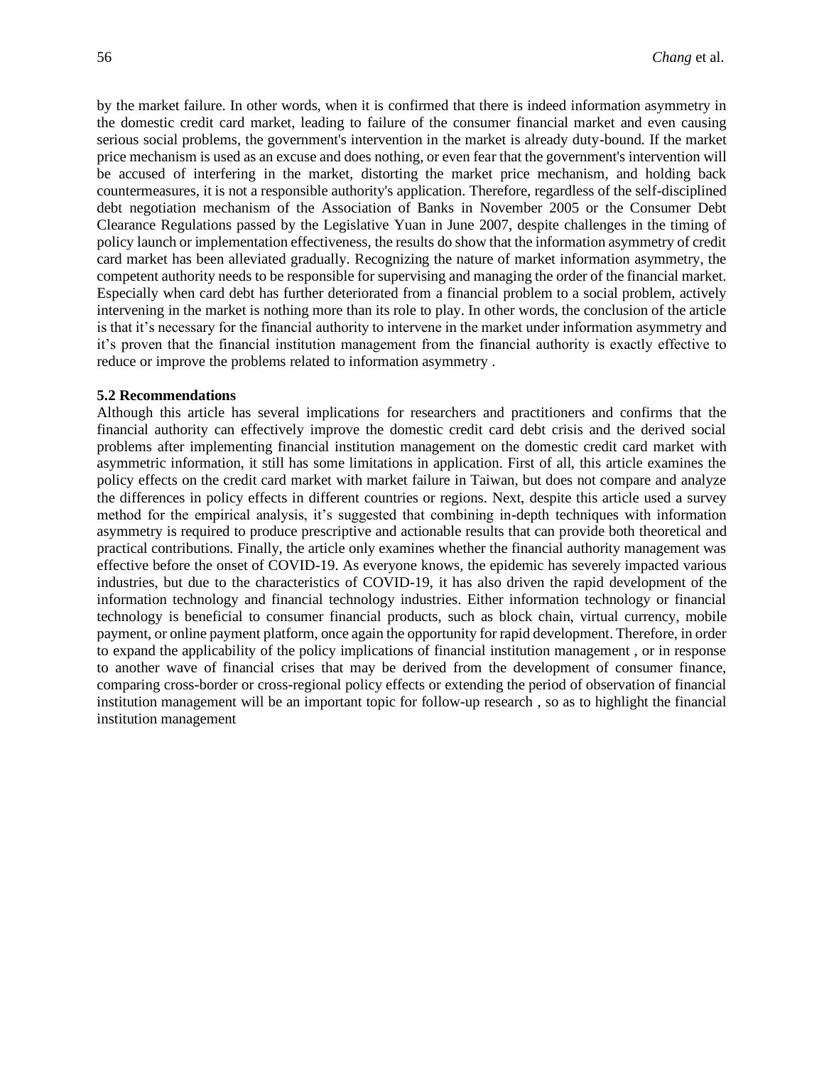by the market failure. In other words, when it is confirmed that there is indeed information asymmetry in the domestic credit card market, leading to failure of the consumer financial market and even causing serious social problems, the government's intervention in the market is already duty-bound. If the market price mechanism is used as an excuse and does nothing, or even fear that the government's intervention will be accused of interfering in the market, distorting the market price mechanism, and holding back countermeasures, it is not a responsible authority's application. Therefore, regardless of the self-disciplined debt negotiation mechanism of the Association of Banks in November 2005 or the Consumer Debt Clearance Regulations passed by the Legislative Yuan in June 2007, despite challenges in the timing of policy launch or implementation effectiveness, the results do show that the information asymmetry of credit card market has been alleviated gradually. Recognizing the nature of market information asymmetry, the competent authority needs to be responsible for supervising and managing the order of the financial market. Especially when card debt has further deteriorated from a financial problem to a social problem, actively intervening in the market is nothing more than its role to play. In other words, the conclusion of the article is that it's necessary for the financial authority to intervene in the market under information asymmetry and it's proven that the financial institution management from the financial authority is exactly effective to reduce or improve the problems related to information asymmetry .

### 5.2 Recommendations

Although this article has several implications for researchers and practitioners and confirms that the financial authority can effectively improve the domestic credit card debt crisis and the derived social problems after implementing financial institution management on the domestic credit card market with asymmetric information, it still has some limitations in application. First of all, this article examines the policy effects on the credit card market with market failure in Taiwan, but does not compare and analyze the differences in policy effects in different countries or regions. Next, despite this article used a survey method for the empirical analysis, it's suggested that combining in-depth techniques with information asymmetry is required to produce prescriptive and actionable results that can provide both theoretical and practical contributions. Finally, the article only examines whether the financial authority management was effective before the onset of COVID-19. As everyone knows, the epidemic has severely impacted various industries, but due to the characteristics of COVID-19, it has also driven the rapid development of the information technology and financial technology industries. Either information technology or financial technology is beneficial to consumer financial products, such as block chain, virtual currency, mobile payment, or online payment platform, once again the opportunity for rapid development. Therefore, in order to expand the applicability of the policy implications of financial institution management , or in response to another wave of financial crises that may be derived from the development of consumer finance, comparing cross-border or cross-regional policy effects or extending the period of observation of financial institution management will be an important topic for follow-up research , so as to highlight the financial institution management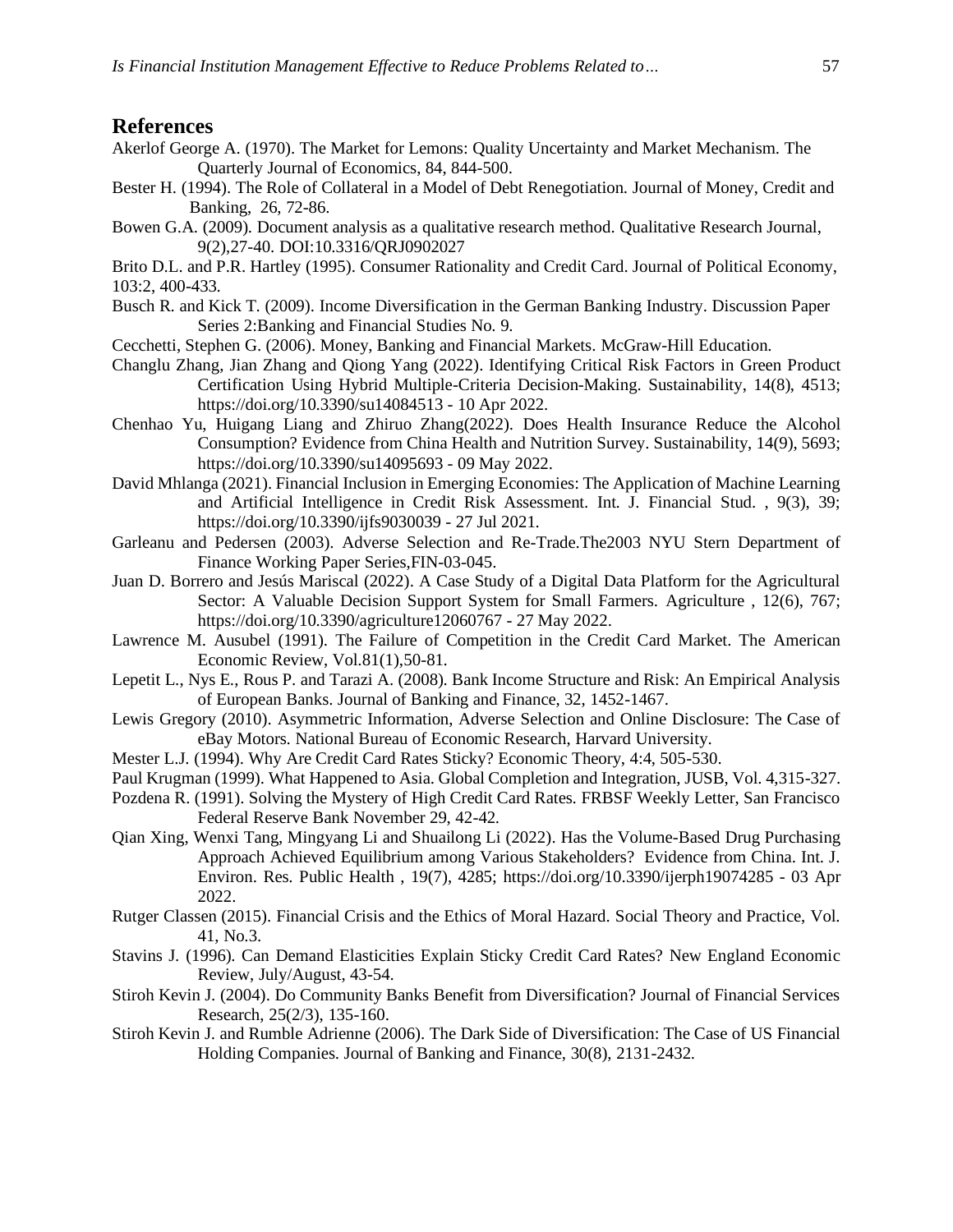## References

Akerlof George A. (1970). The Market for Lemons: Quality Uncertainty and Market Mechanism. The Quarterly Journal of Economics, 84, 844-500.

Bester H. (1994). The Role of Collateral in a Model of Debt Renegotiation. Journal of Money, Credit and Banking, 26, 72-86.

Bowen G.A. (2009). Document analysis as a qualitative research method. Qualitative Research Journal, 9(2),27-40. DOI:10.3316/QRJ0902027

Brito D.L. and P.R. Hartley (1995). Consumer Rationality and Credit Card. Journal of Political Economy, 103:2, 400-433.

Busch R. and Kick T. (2009). Income Diversification in the German Banking Industry. Discussion Paper Series 2:Banking and Financial Studies No. 9.

Cecchetti, Stephen G. (2006). Money, Banking and Financial Markets. McGraw-Hill Education.

Changlu Zhang, Jian Zhang and Qiong Yang (2022). Identifying Critical Risk Factors in Green Product Certification Using Hybrid Multiple-Criteria Decision-Making. Sustainability, 14(8), 4513; https://doi.org/10.3390/su14084513 - 10 Apr 2022.

Chenhao Yu, Huigang Liang and Zhiruo Zhang(2022). Does Health Insurance Reduce the Alcohol Consumption? Evidence from China Health and Nutrition Survey. Sustainability, 14(9), 5693; https://doi.org/10.3390/su14095693 - 09 May 2022.

David Mhlanga (2021). Financial Inclusion in Emerging Economies: The Application of Machine Learning and Artificial Intelligence in Credit Risk Assessment. Int. J. Financial Stud. , 9(3), 39; https://doi.org/10.3390/ijfs9030039 - 27 Jul 2021.

Garleanu and Pedersen (2003). Adverse Selection and Re-Trade.The2003 NYU Stern Department of Finance Working Paper Series,FIN-03-045.

Juan D. Borrero and Jesús Mariscal (2022). A Case Study of a Digital Data Platform for the Agricultural Sector: A Valuable Decision Support System for Small Farmers. Agriculture , 12(6), 767; https://doi.org/10.3390/agriculture12060767 - 27 May 2022.

Lawrence M. Ausubel (1991). The Failure of Competition in the Credit Card Market. The American Economic Review, Vol.81(1),50-81.

Lepetit L., Nys E., Rous P. and Tarazi A. (2008). Bank Income Structure and Risk: An Empirical Analysis of European Banks. Journal of Banking and Finance, 32, 1452-1467.

Lewis Gregory (2010). Asymmetric Information, Adverse Selection and Online Disclosure: The Case of eBay Motors. National Bureau of Economic Research, Harvard University.

Mester L.J. (1994). Why Are Credit Card Rates Sticky? Economic Theory, 4:4, 505-530.

Paul Krugman (1999). What Happened to Asia. Global Completion and Integration, JUSB, Vol. 4,315-327.

Pozdena R. (1991). Solving the Mystery of High Credit Card Rates. FRBSF Weekly Letter, San Francisco Federal Reserve Bank November 29, 42-42.

Qian Xing, Wenxi Tang, Mingyang Li and Shuailong Li (2022). Has the Volume-Based Drug Purchasing Approach Achieved Equilibrium among Various Stakeholders? Evidence from China. Int. J. Environ. Res. Public Health , 19(7), 4285; https://doi.org/10.3390/ijerph19074285 - 03 Apr 2022.

Rutger Classen (2015). Financial Crisis and the Ethics of Moral Hazard. Social Theory and Practice, Vol. 41, No.3.

Stavins J. (1996). Can Demand Elasticities Explain Sticky Credit Card Rates? New England Economic Review, July/August, 43-54.

Stiroh Kevin J. (2004). Do Community Banks Benefit from Diversification? Journal of Financial Services Research, 25(2/3), 135-160.

Stiroh Kevin J. and Rumble Adrienne (2006). The Dark Side of Diversification: The Case of US Financial Holding Companies. Journal of Banking and Finance, 30(8), 2131-2432.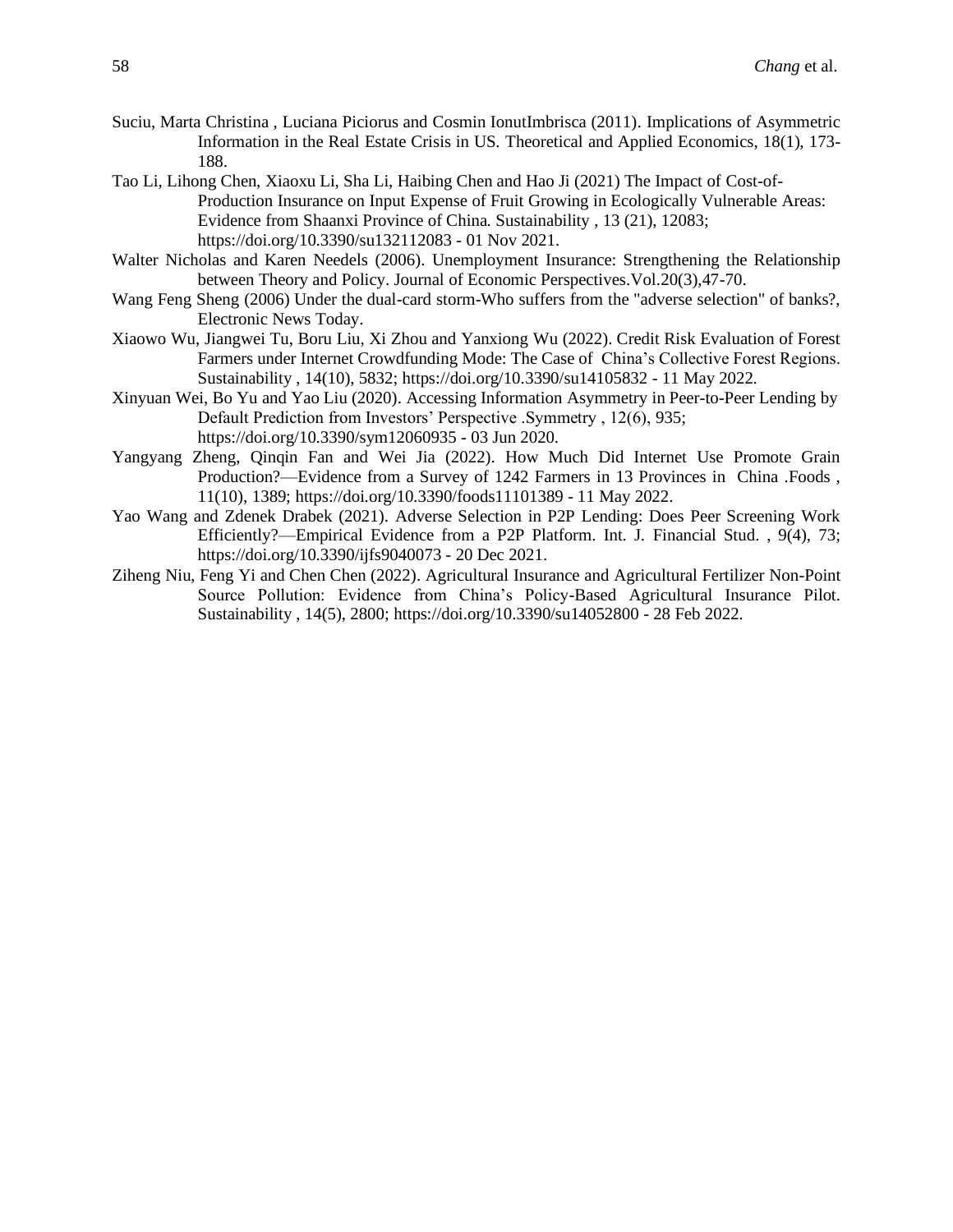Suciu, Marta Christina , Luciana Piciorus and Cosmin IonutImbrisca (2011). Implications of Asymmetric Information in the Real Estate Crisis in US. Theoretical and Applied Economics, 18(1), 173-188.

Tao Li, Lihong Chen, Xiaoxu Li, Sha Li, Haibing Chen and Hao Ji (2021) The Impact of Cost-of-Production Insurance on Input Expense of Fruit Growing in Ecologically Vulnerable Areas: Evidence from Shaanxi Province of China. Sustainability , 13 (21), 12083; https://doi.org/10.3390/su132112083 - 01 Nov 2021.

Walter Nicholas and Karen Needels (2006). Unemployment Insurance: Strengthening the Relationship between Theory and Policy. Journal of Economic Perspectives.Vol.20(3),47-70.

Wang Feng Sheng (2006) Under the dual-card storm-Who suffers from the "adverse selection" of banks?, Electronic News Today.

Xiaowo Wu, Jiangwei Tu, Boru Liu, Xi Zhou and Yanxiong Wu (2022). Credit Risk Evaluation of Forest Farmers under Internet Crowdfunding Mode: The Case of China's Collective Forest Regions. Sustainability , 14(10), 5832; https://doi.org/10.3390/su14105832 - 11 May 2022.

Xinyuan Wei, Bo Yu and Yao Liu (2020). Accessing Information Asymmetry in Peer-to-Peer Lending by Default Prediction from Investors' Perspective .Symmetry , 12(6), 935; https://doi.org/10.3390/sym12060935 - 03 Jun 2020.

Yangyang Zheng, Qinqin Fan and Wei Jia (2022). How Much Did Internet Use Promote Grain Production?—Evidence from a Survey of 1242 Farmers in 13 Provinces in China .Foods , 11(10), 1389; https://doi.org/10.3390/foods11101389 - 11 May 2022.

Yao Wang and Zdenek Drabek (2021). Adverse Selection in P2P Lending: Does Peer Screening Work Efficiently?—Empirical Evidence from a P2P Platform. Int. J. Financial Stud. , 9(4), 73; https://doi.org/10.3390/ijfs9040073 - 20 Dec 2021.

Ziheng Niu, Feng Yi and Chen Chen (2022). Agricultural Insurance and Agricultural Fertilizer Non-Point Source Pollution: Evidence from China's Policy-Based Agricultural Insurance Pilot. Sustainability , 14(5), 2800; https://doi.org/10.3390/su14052800 - 28 Feb 2022.